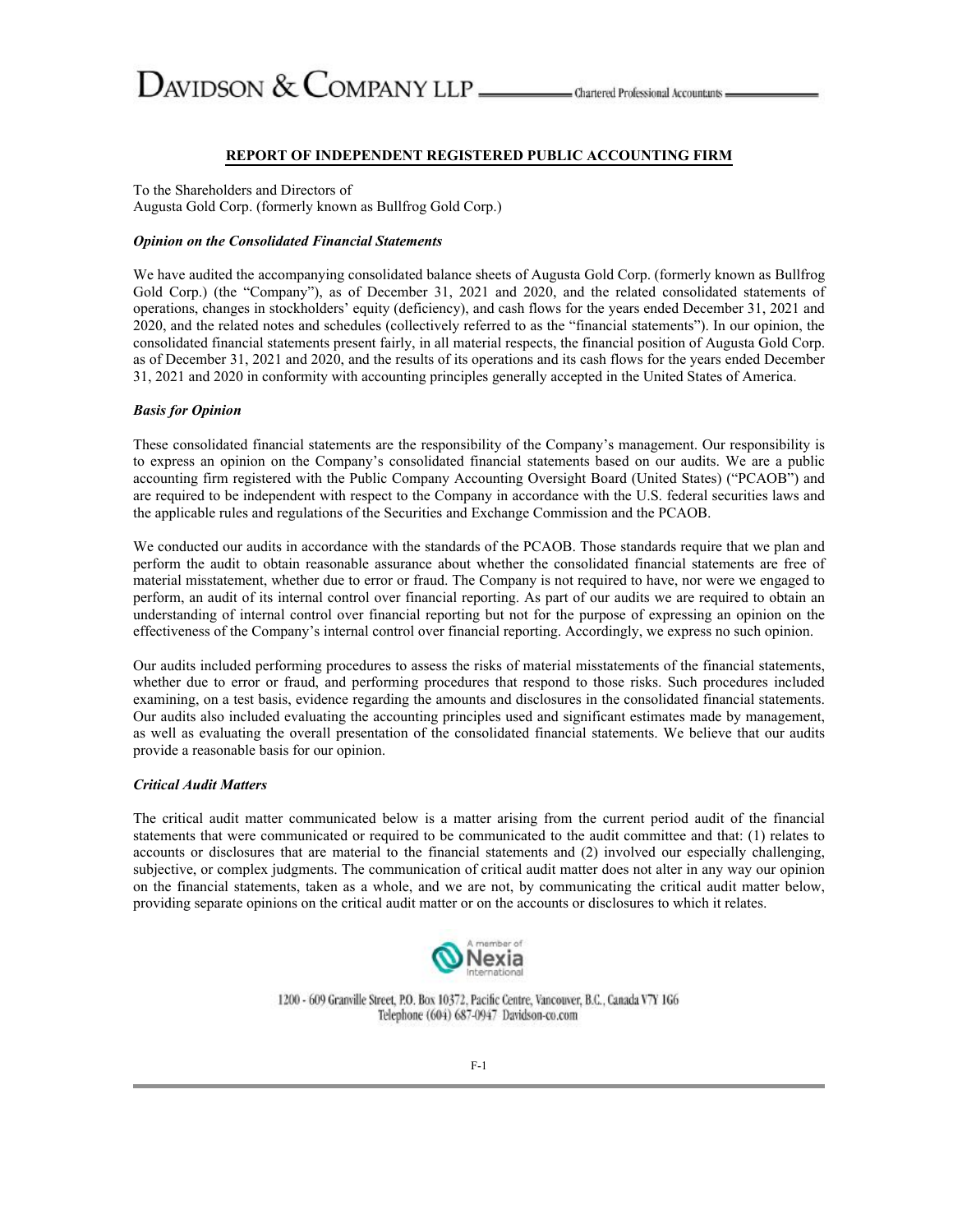DAVIDSON & COMPANY LLP — Chartered Professional Accountants

## REPORT OF INDEPENDENT REGISTERED PUBLIC ACCOUNTING FIRM

To the Shareholders and Directors of
Augusta Gold Corp. (formerly known as Bullfrog Gold Corp.)

### *Opinion on the Consolidated Financial Statements*

We have audited the accompanying consolidated balance sheets of Augusta Gold Corp. (formerly known as Bullfrog Gold Corp.) (the "Company"), as of December 31, 2021 and 2020, and the related consolidated statements of operations, changes in stockholders' equity (deficiency), and cash flows for the years ended December 31, 2021 and 2020, and the related notes and schedules (collectively referred to as the "financial statements"). In our opinion, the consolidated financial statements present fairly, in all material respects, the financial position of Augusta Gold Corp. as of December 31, 2021 and 2020, and the results of its operations and its cash flows for the years ended December 31, 2021 and 2020 in conformity with accounting principles generally accepted in the United States of America.

### *Basis for Opinion*

These consolidated financial statements are the responsibility of the Company's management. Our responsibility is to express an opinion on the Company's consolidated financial statements based on our audits. We are a public accounting firm registered with the Public Company Accounting Oversight Board (United States) ("PCAOB") and are required to be independent with respect to the Company in accordance with the U.S. federal securities laws and the applicable rules and regulations of the Securities and Exchange Commission and the PCAOB.

We conducted our audits in accordance with the standards of the PCAOB. Those standards require that we plan and perform the audit to obtain reasonable assurance about whether the consolidated financial statements are free of material misstatement, whether due to error or fraud. The Company is not required to have, nor were we engaged to perform, an audit of its internal control over financial reporting. As part of our audits we are required to obtain an understanding of internal control over financial reporting but not for the purpose of expressing an opinion on the effectiveness of the Company's internal control over financial reporting. Accordingly, we express no such opinion.

Our audits included performing procedures to assess the risks of material misstatements of the financial statements, whether due to error or fraud, and performing procedures that respond to those risks. Such procedures included examining, on a test basis, evidence regarding the amounts and disclosures in the consolidated financial statements. Our audits also included evaluating the accounting principles used and significant estimates made by management, as well as evaluating the overall presentation of the consolidated financial statements. We believe that our audits provide a reasonable basis for our opinion.

### *Critical Audit Matters*

The critical audit matter communicated below is a matter arising from the current period audit of the financial statements that were communicated or required to be communicated to the audit committee and that: (1) relates to accounts or disclosures that are material to the financial statements and (2) involved our especially challenging, subjective, or complex judgments. The communication of critical audit matter does not alter in any way our opinion on the financial statements, taken as a whole, and we are not, by communicating the critical audit matter below, providing separate opinions on the critical audit matter or on the accounts or disclosures to which it relates.

A member of Nexia International

1200 - 609 Granville Street, P.O. Box 10372, Pacific Centre, Vancouver, B.C., Canada V7Y 1G6
Telephone (604) 687-0947 Davidson-co.com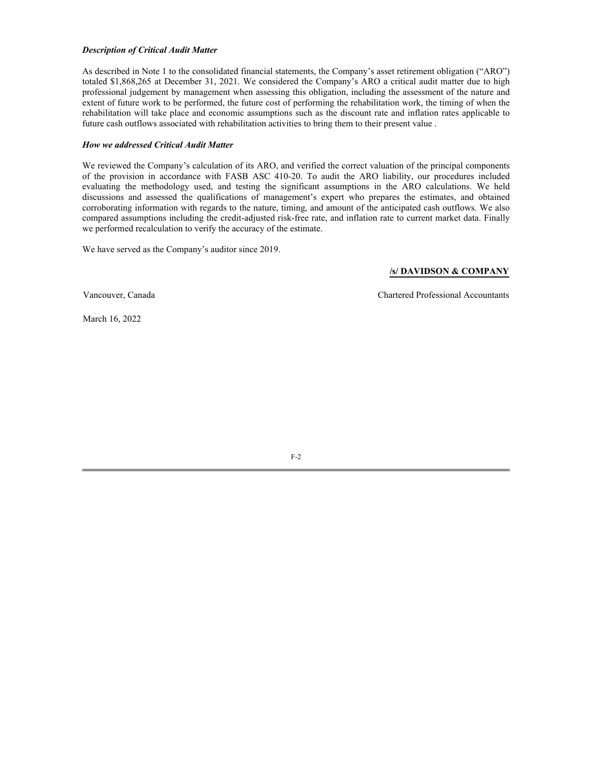***Description of Critical Audit Matter***

As described in Note 1 to the consolidated financial statements, the Company's asset retirement obligation ("ARO") totaled $1,868,265 at December 31, 2021. We considered the Company's ARO a critical audit matter due to high professional judgement by management when assessing this obligation, including the assessment of the nature and extent of future work to be performed, the future cost of performing the rehabilitation work, the timing of when the rehabilitation will take place and economic assumptions such as the discount rate and inflation rates applicable to future cash outflows associated with rehabilitation activities to bring them to their present value .

***How we addressed Critical Audit Matter***

We reviewed the Company's calculation of its ARO, and verified the correct valuation of the principal components of the provision in accordance with FASB ASC 410-20. To audit the ARO liability, our procedures included evaluating the methodology used, and testing the significant assumptions in the ARO calculations. We held discussions and assessed the qualifications of management's expert who prepares the estimates, and obtained corroborating information with regards to the nature, timing, and amount of the anticipated cash outflows. We also compared assumptions including the credit-adjusted risk-free rate, and inflation rate to current market data. Finally we performed recalculation to verify the accuracy of the estimate.

We have served as the Company's auditor since 2019.

**/s/ DAVIDSON & COMPANY**

Vancouver, Canada

Chartered Professional Accountants

March 16, 2022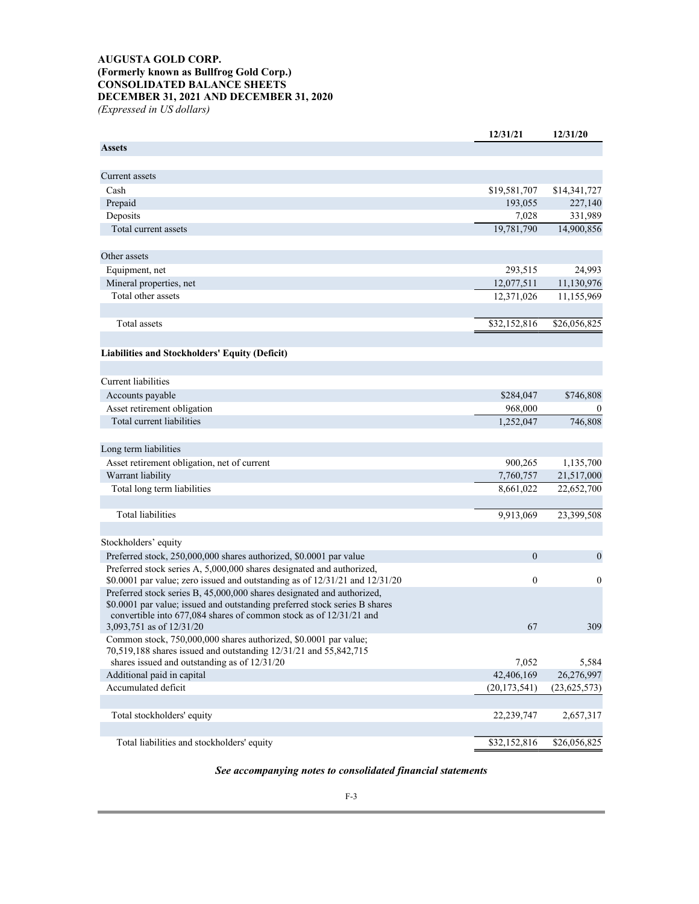**AUGUSTA GOLD CORP.**
**(Formerly known as Bullfrog Gold Corp.)**
**CONSOLIDATED BALANCE SHEETS**
**DECEMBER 31, 2021 AND DECEMBER 31, 2020**
*(Expressed in US dollars)*

| | 12/31/21 | 12/31/20 |
|---|---|---|
| **Assets** | | |
| | | |
| Current assets | | |
| Cash | $19,581,707 | $14,341,727 |
| Prepaid | 193,055 | 227,140 |
| Deposits | 7,028 | 331,989 |
| Total current assets | 19,781,790 | 14,900,856 |
| | | |
| Other assets | | |
| Equipment, net | 293,515 | 24,993 |
| Mineral properties, net | 12,077,511 | 11,130,976 |
| Total other assets | 12,371,026 | 11,155,969 |
| | | |
| Total assets | $32,152,816 | $26,056,825 |
| | | |
| **Liabilities and Stockholders' Equity (Deficit)** | | |
| | | |
| Current liabilities | | |
| Accounts payable | $284,047 | $746,808 |
| Asset retirement obligation | 968,000 | 0 |
| Total current liabilities | 1,252,047 | 746,808 |
| | | |
| Long term liabilities | | |
| Asset retirement obligation, net of current | 900,265 | 1,135,700 |
| Warrant liability | 7,760,757 | 21,517,000 |
| Total long term liabilities | 8,661,022 | 22,652,700 |
| | | |
| Total liabilities | 9,913,069 | 23,399,508 |
| | | |
| Stockholders' equity | | |
| Preferred stock, 250,000,000 shares authorized, $0.0001 par value | 0 | 0 |
| Preferred stock series A, 5,000,000 shares designated and authorized, $0.0001 par value; zero issued and outstanding as of 12/31/21 and 12/31/20 | 0 | 0 |
| Preferred stock series B, 45,000,000 shares designated and authorized, $0.0001 par value; issued and outstanding preferred stock series B shares convertible into 677,084 shares of common stock as of 12/31/21 and 3,093,751 as of 12/31/20 | 67 | 309 |
| Common stock, 750,000,000 shares authorized, $0.0001 par value; 70,519,188 shares issued and outstanding 12/31/21 and 55,842,715 shares issued and outstanding as of 12/31/20 | 7,052 | 5,584 |
| Additional paid in capital | 42,406,169 | 26,276,997 |
| Accumulated deficit | (20,173,541) | (23,625,573) |
| | | |
| Total stockholders' equity | 22,239,747 | 2,657,317 |
| | | |
| Total liabilities and stockholders' equity | $32,152,816 | $26,056,825 |

***See accompanying notes to consolidated financial statements***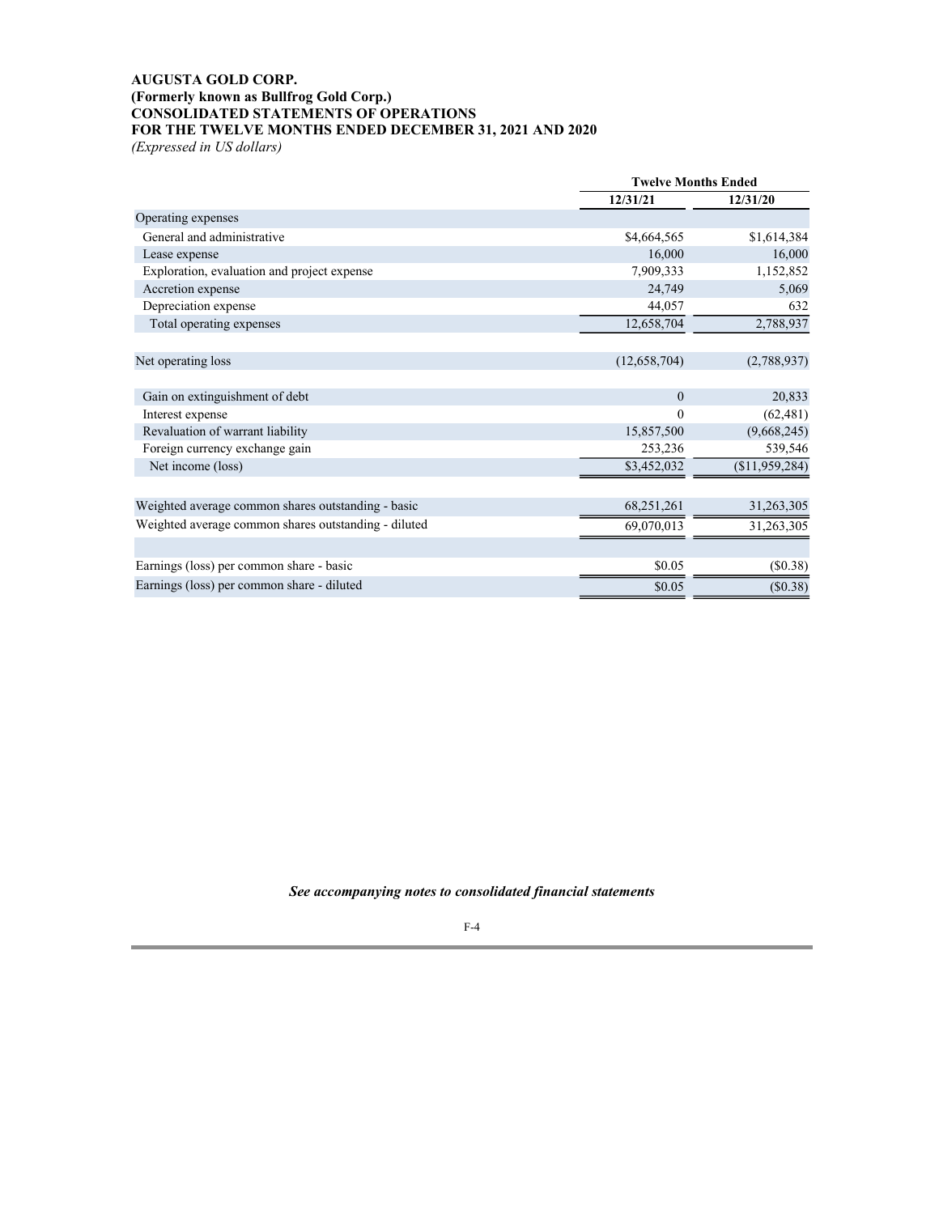**AUGUSTA GOLD CORP.**
**(Formerly known as Bullfrog Gold Corp.)**
**CONSOLIDATED STATEMENTS OF OPERATIONS**
**FOR THE TWELVE MONTHS ENDED DECEMBER 31, 2021 AND 2020**
*(Expressed in US dollars)*

| | Twelve Months Ended | |
|---|---|---|
| | 12/31/21 | 12/31/20 |
| Operating expenses | | |
| General and administrative | $4,664,565 | $1,614,384 |
| Lease expense | 16,000 | 16,000 |
| Exploration, evaluation and project expense | 7,909,333 | 1,152,852 |
| Accretion expense | 24,749 | 5,069 |
| Depreciation expense | 44,057 | 632 |
| Total operating expenses | 12,658,704 | 2,788,937 |
| | | |
| Net operating loss | (12,658,704) | (2,788,937) |
| | | |
| Gain on extinguishment of debt | 0 | 20,833 |
| Interest expense | 0 | (62,481) |
| Revaluation of warrant liability | 15,857,500 | (9,668,245) |
| Foreign currency exchange gain | 253,236 | 539,546 |
| Net income (loss) | $3,452,032 | ($11,959,284) |
| | | |
| Weighted average common shares outstanding - basic | 68,251,261 | 31,263,305 |
| Weighted average common shares outstanding - diluted | 69,070,013 | 31,263,305 |
| | | |
| Earnings (loss) per common share - basic | $0.05 | ($0.38) |
| Earnings (loss) per common share - diluted | $0.05 | ($0.38) |

***See accompanying notes to consolidated financial statements***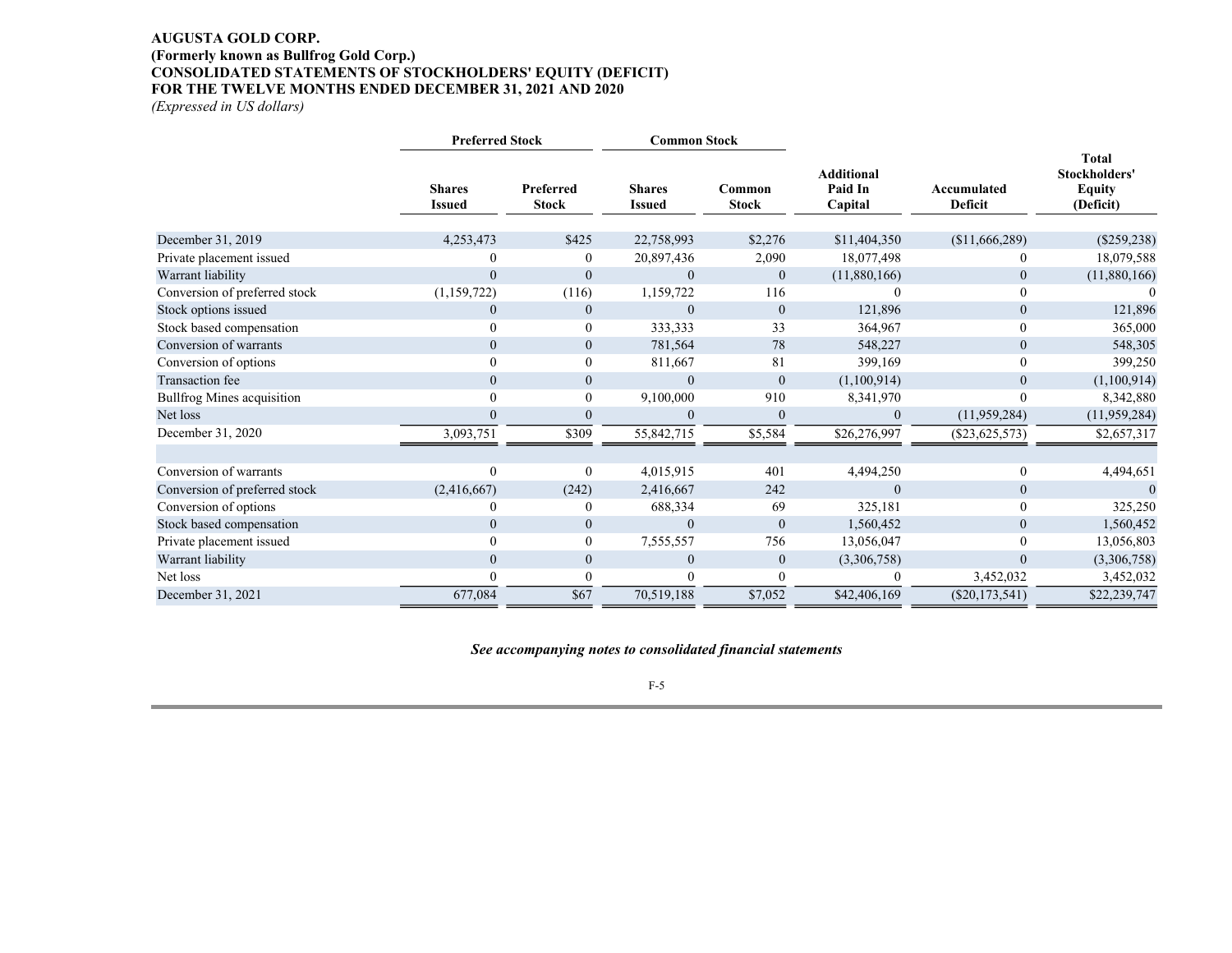**AUGUSTA GOLD CORP.**
**(Formerly known as Bullfrog Gold Corp.)**
**CONSOLIDATED STATEMENTS OF STOCKHOLDERS' EQUITY (DEFICIT)**
**FOR THE TWELVE MONTHS ENDED DECEMBER 31, 2021 AND 2020**
*(Expressed in US dollars)*

| | Preferred Stock | | Common Stock | | | | |
|---|---|---|---|---|---|---|---|
| | Shares Issued | Preferred Stock | Shares Issued | Common Stock | Additional Paid In Capital | Accumulated Deficit | Total Stockholders' Equity (Deficit) |
| December 31, 2019 | 4,253,473 | $425 | 22,758,993 | $2,276 | $11,404,350 | ($11,666,289) | ($259,238) |
| Private placement issued | 0 | 0 | 20,897,436 | 2,090 | 18,077,498 | 0 | 18,079,588 |
| Warrant liability | 0 | 0 | 0 | 0 | (11,880,166) | 0 | (11,880,166) |
| Conversion of preferred stock | (1,159,722) | (116) | 1,159,722 | 116 | 0 | 0 | 0 |
| Stock options issued | 0 | 0 | 0 | 0 | 121,896 | 0 | 121,896 |
| Stock based compensation | 0 | 0 | 333,333 | 33 | 364,967 | 0 | 365,000 |
| Conversion of warrants | 0 | 0 | 781,564 | 78 | 548,227 | 0 | 548,305 |
| Conversion of options | 0 | 0 | 811,667 | 81 | 399,169 | 0 | 399,250 |
| Transaction fee | 0 | 0 | 0 | 0 | (1,100,914) | 0 | (1,100,914) |
| Bullfrog Mines acquisition | 0 | 0 | 9,100,000 | 910 | 8,341,970 | 0 | 8,342,880 |
| Net loss | 0 | 0 | 0 | 0 | 0 | (11,959,284) | (11,959,284) |
| December 31, 2020 | 3,093,751 | $309 | 55,842,715 | $5,584 | $26,276,997 | ($23,625,573) | $2,657,317 |
| | | | | | | | |
| Conversion of warrants | 0 | 0 | 4,015,915 | 401 | 4,494,250 | 0 | 4,494,651 |
| Conversion of preferred stock | (2,416,667) | (242) | 2,416,667 | 242 | 0 | 0 | 0 |
| Conversion of options | 0 | 0 | 688,334 | 69 | 325,181 | 0 | 325,250 |
| Stock based compensation | 0 | 0 | 0 | 0 | 1,560,452 | 0 | 1,560,452 |
| Private placement issued | 0 | 0 | 7,555,557 | 756 | 13,056,047 | 0 | 13,056,803 |
| Warrant liability | 0 | 0 | 0 | 0 | (3,306,758) | 0 | (3,306,758) |
| Net loss | 0 | 0 | 0 | 0 | 0 | 3,452,032 | 3,452,032 |
| December 31, 2021 | 677,084 | $67 | 70,519,188 | $7,052 | $42,406,169 | ($20,173,541) | $22,239,747 |

***See accompanying notes to consolidated financial statements***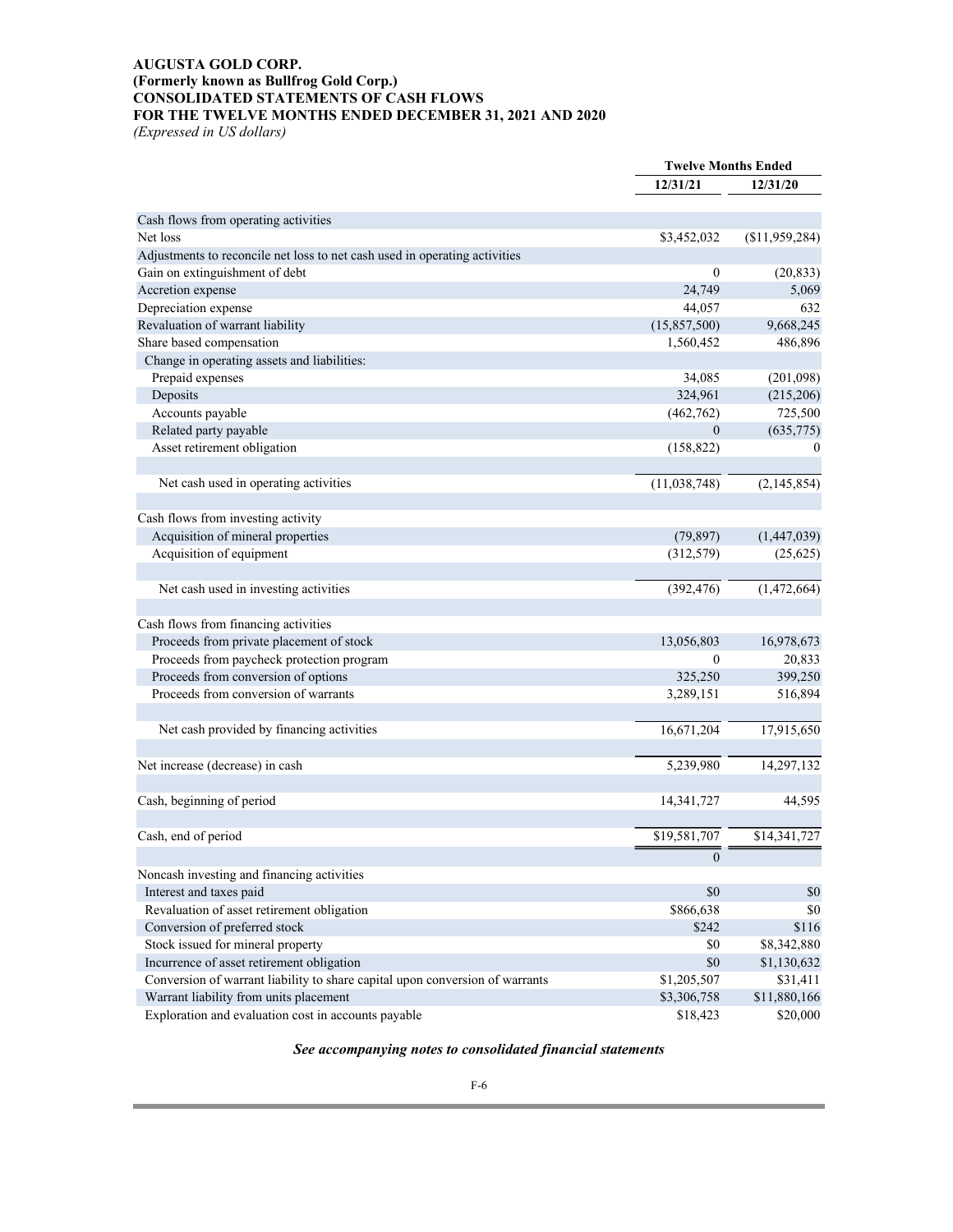# AUGUSTA GOLD CORP.
# (Formerly known as Bullfrog Gold Corp.)
# CONSOLIDATED STATEMENTS OF CASH FLOWS
# FOR THE TWELVE MONTHS ENDED DECEMBER 31, 2021 AND 2020

*(Expressed in US dollars)*

| | Twelve Months Ended | |
|---|---|---|
| | 12/31/21 | 12/31/20 |
| Cash flows from operating activities | | |
| Net loss | $3,452,032 | ($11,959,284) |
| Adjustments to reconcile net loss to net cash used in operating activities | | |
| Gain on extinguishment of debt | 0 | (20,833) |
| Accretion expense | 24,749 | 5,069 |
| Depreciation expense | 44,057 | 632 |
| Revaluation of warrant liability | (15,857,500) | 9,668,245 |
| Share based compensation | 1,560,452 | 486,896 |
| Change in operating assets and liabilities: | | |
| Prepaid expenses | 34,085 | (201,098) |
| Deposits | 324,961 | (215,206) |
| Accounts payable | (462,762) | 725,500 |
| Related party payable | 0 | (635,775) |
| Asset retirement obligation | (158,822) | 0 |
| Net cash used in operating activities | (11,038,748) | (2,145,854) |
| Cash flows from investing activity | | |
| Acquisition of mineral properties | (79,897) | (1,447,039) |
| Acquisition of equipment | (312,579) | (25,625) |
| Net cash used in investing activities | (392,476) | (1,472,664) |
| Cash flows from financing activities | | |
| Proceeds from private placement of stock | 13,056,803 | 16,978,673 |
| Proceeds from paycheck protection program | 0 | 20,833 |
| Proceeds from conversion of options | 325,250 | 399,250 |
| Proceeds from conversion of warrants | 3,289,151 | 516,894 |
| Net cash provided by financing activities | 16,671,204 | 17,915,650 |
| Net increase (decrease) in cash | 5,239,980 | 14,297,132 |
| Cash, beginning of period | 14,341,727 | 44,595 |
| Cash, end of period | $19,581,707 | $14,341,727 |
| | 0 | |
| Noncash investing and financing activities | | |
| Interest and taxes paid | $0 | $0 |
| Revaluation of asset retirement obligation | $866,638 | $0 |
| Conversion of preferred stock | $242 | $116 |
| Stock issued for mineral property | $0 | $8,342,880 |
| Incurrence of asset retirement obligation | $0 | $1,130,632 |
| Conversion of warrant liability to share capital upon conversion of warrants | $1,205,507 | $31,411 |
| Warrant liability from units placement | $3,306,758 | $11,880,166 |
| Exploration and evaluation cost in accounts payable | $18,423 | $20,000 |

***See accompanying notes to consolidated financial statements***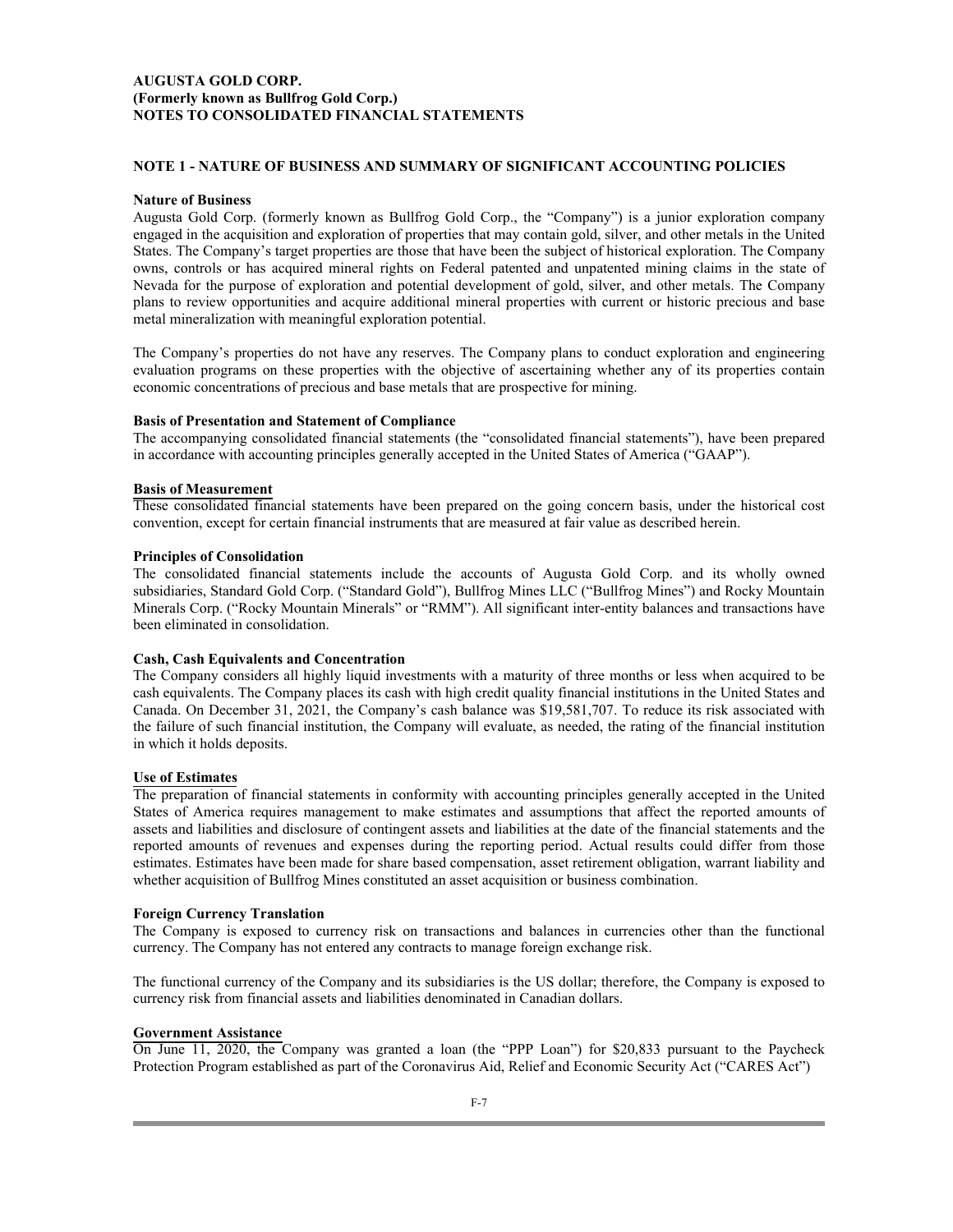**AUGUSTA GOLD CORP.**
**(Formerly known as Bullfrog Gold Corp.)**
**NOTES TO CONSOLIDATED FINANCIAL STATEMENTS**

## NOTE 1 - NATURE OF BUSINESS AND SUMMARY OF SIGNIFICANT ACCOUNTING POLICIES

### Nature of Business

Augusta Gold Corp. (formerly known as Bullfrog Gold Corp., the "Company") is a junior exploration company engaged in the acquisition and exploration of properties that may contain gold, silver, and other metals in the United States. The Company's target properties are those that have been the subject of historical exploration. The Company owns, controls or has acquired mineral rights on Federal patented and unpatented mining claims in the state of Nevada for the purpose of exploration and potential development of gold, silver, and other metals. The Company plans to review opportunities and acquire additional mineral properties with current or historic precious and base metal mineralization with meaningful exploration potential.

The Company's properties do not have any reserves. The Company plans to conduct exploration and engineering evaluation programs on these properties with the objective of ascertaining whether any of its properties contain economic concentrations of precious and base metals that are prospective for mining.

### Basis of Presentation and Statement of Compliance

The accompanying consolidated financial statements (the "consolidated financial statements"), have been prepared in accordance with accounting principles generally accepted in the United States of America ("GAAP").

### Basis of Measurement

These consolidated financial statements have been prepared on the going concern basis, under the historical cost convention, except for certain financial instruments that are measured at fair value as described herein.

### Principles of Consolidation

The consolidated financial statements include the accounts of Augusta Gold Corp. and its wholly owned subsidiaries, Standard Gold Corp. ("Standard Gold"), Bullfrog Mines LLC ("Bullfrog Mines") and Rocky Mountain Minerals Corp. ("Rocky Mountain Minerals" or "RMM"). All significant inter-entity balances and transactions have been eliminated in consolidation.

### Cash, Cash Equivalents and Concentration

The Company considers all highly liquid investments with a maturity of three months or less when acquired to be cash equivalents. The Company places its cash with high credit quality financial institutions in the United States and Canada. On December 31, 2021, the Company's cash balance was $19,581,707. To reduce its risk associated with the failure of such financial institution, the Company will evaluate, as needed, the rating of the financial institution in which it holds deposits.

### Use of Estimates

The preparation of financial statements in conformity with accounting principles generally accepted in the United States of America requires management to make estimates and assumptions that affect the reported amounts of assets and liabilities and disclosure of contingent assets and liabilities at the date of the financial statements and the reported amounts of revenues and expenses during the reporting period. Actual results could differ from those estimates. Estimates have been made for share based compensation, asset retirement obligation, warrant liability and whether acquisition of Bullfrog Mines constituted an asset acquisition or business combination.

### Foreign Currency Translation

The Company is exposed to currency risk on transactions and balances in currencies other than the functional currency. The Company has not entered any contracts to manage foreign exchange risk.

The functional currency of the Company and its subsidiaries is the US dollar; therefore, the Company is exposed to currency risk from financial assets and liabilities denominated in Canadian dollars.

### Government Assistance

On June 11, 2020, the Company was granted a loan (the "PPP Loan") for $20,833 pursuant to the Paycheck Protection Program established as part of the Coronavirus Aid, Relief and Economic Security Act ("CARES Act")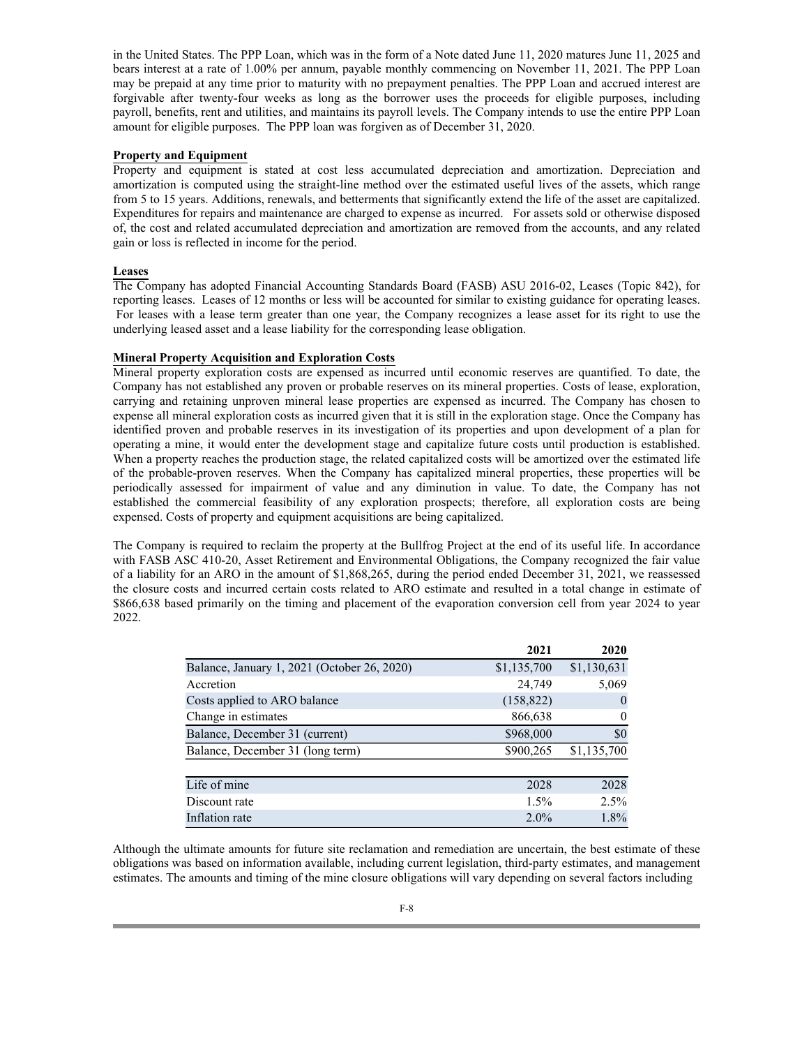in the United States. The PPP Loan, which was in the form of a Note dated June 11, 2020 matures June 11, 2025 and bears interest at a rate of 1.00% per annum, payable monthly commencing on November 11, 2021. The PPP Loan may be prepaid at any time prior to maturity with no prepayment penalties. The PPP Loan and accrued interest are forgivable after twenty-four weeks as long as the borrower uses the proceeds for eligible purposes, including payroll, benefits, rent and utilities, and maintains its payroll levels. The Company intends to use the entire PPP Loan amount for eligible purposes. The PPP loan was forgiven as of December 31, 2020.

**Property and Equipment**

Property and equipment is stated at cost less accumulated depreciation and amortization. Depreciation and amortization is computed using the straight-line method over the estimated useful lives of the assets, which range from 5 to 15 years. Additions, renewals, and betterments that significantly extend the life of the asset are capitalized. Expenditures for repairs and maintenance are charged to expense as incurred. For assets sold or otherwise disposed of, the cost and related accumulated depreciation and amortization are removed from the accounts, and any related gain or loss is reflected in income for the period.

**Leases**

The Company has adopted Financial Accounting Standards Board (FASB) ASU 2016-02, Leases (Topic 842), for reporting leases. Leases of 12 months or less will be accounted for similar to existing guidance for operating leases. For leases with a lease term greater than one year, the Company recognizes a lease asset for its right to use the underlying leased asset and a lease liability for the corresponding lease obligation.

**Mineral Property Acquisition and Exploration Costs**

Mineral property exploration costs are expensed as incurred until economic reserves are quantified. To date, the Company has not established any proven or probable reserves on its mineral properties. Costs of lease, exploration, carrying and retaining unproven mineral lease properties are expensed as incurred. The Company has chosen to expense all mineral exploration costs as incurred given that it is still in the exploration stage. Once the Company has identified proven and probable reserves in its investigation of its properties and upon development of a plan for operating a mine, it would enter the development stage and capitalize future costs until production is established. When a property reaches the production stage, the related capitalized costs will be amortized over the estimated life of the probable-proven reserves. When the Company has capitalized mineral properties, these properties will be periodically assessed for impairment of value and any diminution in value. To date, the Company has not established the commercial feasibility of any exploration prospects; therefore, all exploration costs are being expensed. Costs of property and equipment acquisitions are being capitalized.

The Company is required to reclaim the property at the Bullfrog Project at the end of its useful life. In accordance with FASB ASC 410-20, Asset Retirement and Environmental Obligations, the Company recognized the fair value of a liability for an ARO in the amount of $1,868,265, during the period ended December 31, 2021, we reassessed the closure costs and incurred certain costs related to ARO estimate and resulted in a total change in estimate of $866,638 based primarily on the timing and placement of the evaporation conversion cell from year 2024 to year 2022.

| | **2021** | **2020** |
|---|---|---|
| Balance, January 1, 2021 (October 26, 2020) | $1,135,700 | $1,130,631 |
| Accretion | 24,749 | 5,069 |
| Costs applied to ARO balance | (158,822) | 0 |
| Change in estimates | 866,638 | 0 |
| Balance, December 31 (current) | $968,000 | $0 |
| Balance, December 31 (long term) | $900,265 | $1,135,700 |
| | | |
| Life of mine | 2028 | 2028 |
| Discount rate | 1.5% | 2.5% |
| Inflation rate | 2.0% | 1.8% |

Although the ultimate amounts for future site reclamation and remediation are uncertain, the best estimate of these obligations was based on information available, including current legislation, third-party estimates, and management estimates. The amounts and timing of the mine closure obligations will vary depending on several factors including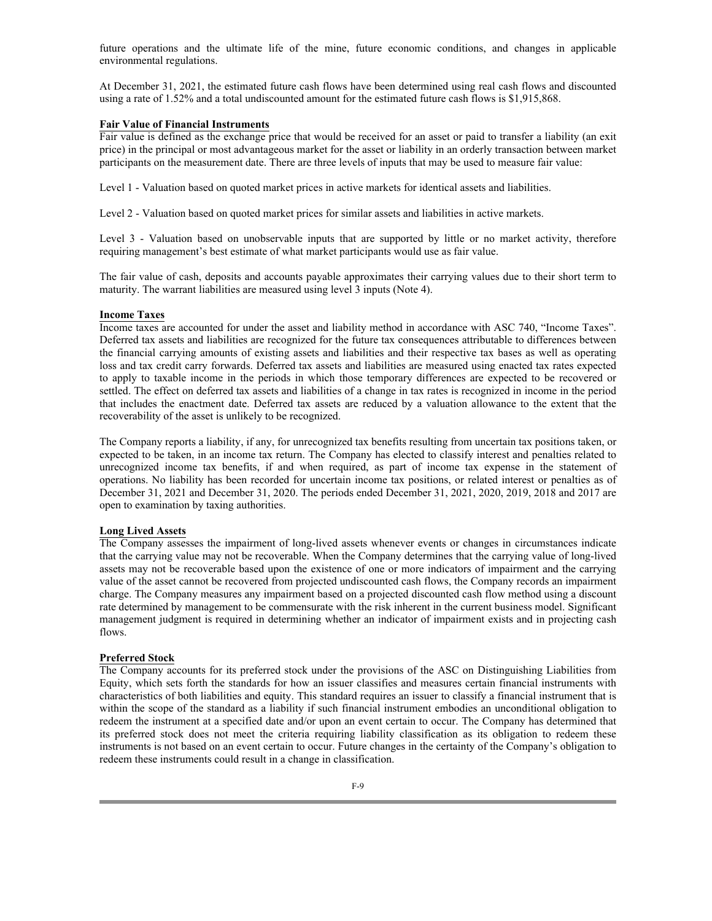future operations and the ultimate life of the mine, future economic conditions, and changes in applicable environmental regulations.

At December 31, 2021, the estimated future cash flows have been determined using real cash flows and discounted using a rate of 1.52% and a total undiscounted amount for the estimated future cash flows is $1,915,868.

**Fair Value of Financial Instruments**

Fair value is defined as the exchange price that would be received for an asset or paid to transfer a liability (an exit price) in the principal or most advantageous market for the asset or liability in an orderly transaction between market participants on the measurement date. There are three levels of inputs that may be used to measure fair value:

Level 1 - Valuation based on quoted market prices in active markets for identical assets and liabilities.

Level 2 - Valuation based on quoted market prices for similar assets and liabilities in active markets.

Level 3 - Valuation based on unobservable inputs that are supported by little or no market activity, therefore requiring management's best estimate of what market participants would use as fair value.

The fair value of cash, deposits and accounts payable approximates their carrying values due to their short term to maturity. The warrant liabilities are measured using level 3 inputs (Note 4).

**Income Taxes**

Income taxes are accounted for under the asset and liability method in accordance with ASC 740, "Income Taxes". Deferred tax assets and liabilities are recognized for the future tax consequences attributable to differences between the financial carrying amounts of existing assets and liabilities and their respective tax bases as well as operating loss and tax credit carry forwards. Deferred tax assets and liabilities are measured using enacted tax rates expected to apply to taxable income in the periods in which those temporary differences are expected to be recovered or settled. The effect on deferred tax assets and liabilities of a change in tax rates is recognized in income in the period that includes the enactment date. Deferred tax assets are reduced by a valuation allowance to the extent that the recoverability of the asset is unlikely to be recognized.

The Company reports a liability, if any, for unrecognized tax benefits resulting from uncertain tax positions taken, or expected to be taken, in an income tax return. The Company has elected to classify interest and penalties related to unrecognized income tax benefits, if and when required, as part of income tax expense in the statement of operations. No liability has been recorded for uncertain income tax positions, or related interest or penalties as of December 31, 2021 and December 31, 2020. The periods ended December 31, 2021, 2020, 2019, 2018 and 2017 are open to examination by taxing authorities.

**Long Lived Assets**

The Company assesses the impairment of long-lived assets whenever events or changes in circumstances indicate that the carrying value may not be recoverable. When the Company determines that the carrying value of long-lived assets may not be recoverable based upon the existence of one or more indicators of impairment and the carrying value of the asset cannot be recovered from projected undiscounted cash flows, the Company records an impairment charge. The Company measures any impairment based on a projected discounted cash flow method using a discount rate determined by management to be commensurate with the risk inherent in the current business model. Significant management judgment is required in determining whether an indicator of impairment exists and in projecting cash flows.

**Preferred Stock**

The Company accounts for its preferred stock under the provisions of the ASC on Distinguishing Liabilities from Equity, which sets forth the standards for how an issuer classifies and measures certain financial instruments with characteristics of both liabilities and equity. This standard requires an issuer to classify a financial instrument that is within the scope of the standard as a liability if such financial instrument embodies an unconditional obligation to redeem the instrument at a specified date and/or upon an event certain to occur. The Company has determined that its preferred stock does not meet the criteria requiring liability classification as its obligation to redeem these instruments is not based on an event certain to occur. Future changes in the certainty of the Company's obligation to redeem these instruments could result in a change in classification.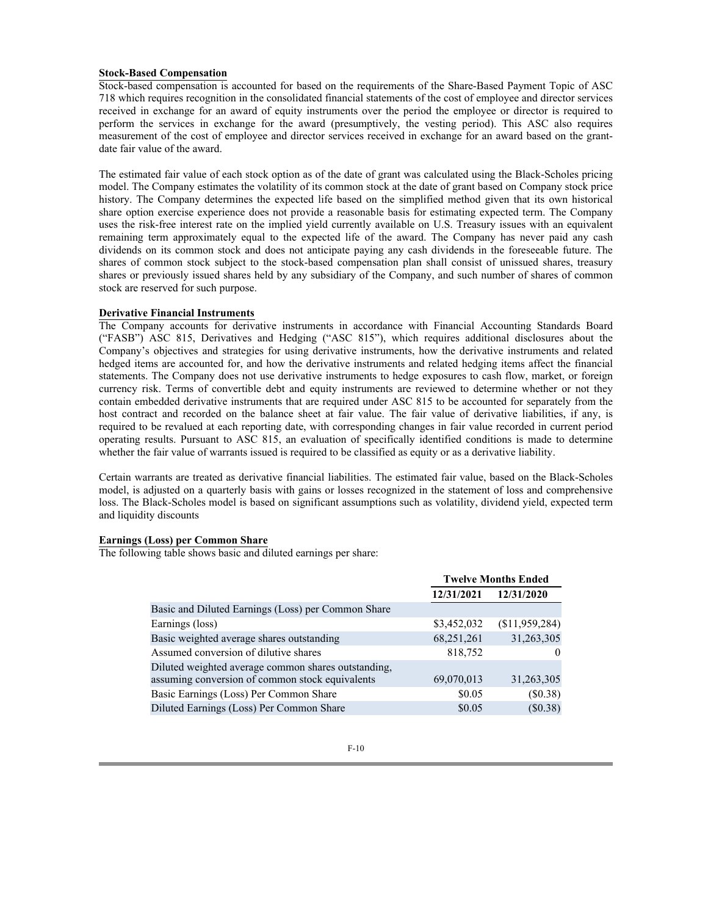### Stock-Based Compensation

Stock-based compensation is accounted for based on the requirements of the Share-Based Payment Topic of ASC 718 which requires recognition in the consolidated financial statements of the cost of employee and director services received in exchange for an award of equity instruments over the period the employee or director is required to perform the services in exchange for the award (presumptively, the vesting period). This ASC also requires measurement of the cost of employee and director services received in exchange for an award based on the grant-date fair value of the award.

The estimated fair value of each stock option as of the date of grant was calculated using the Black-Scholes pricing model. The Company estimates the volatility of its common stock at the date of grant based on Company stock price history. The Company determines the expected life based on the simplified method given that its own historical share option exercise experience does not provide a reasonable basis for estimating expected term. The Company uses the risk-free interest rate on the implied yield currently available on U.S. Treasury issues with an equivalent remaining term approximately equal to the expected life of the award. The Company has never paid any cash dividends on its common stock and does not anticipate paying any cash dividends in the foreseeable future. The shares of common stock subject to the stock-based compensation plan shall consist of unissued shares, treasury shares or previously issued shares held by any subsidiary of the Company, and such number of shares of common stock are reserved for such purpose.

### Derivative Financial Instruments

The Company accounts for derivative instruments in accordance with Financial Accounting Standards Board ("FASB") ASC 815, Derivatives and Hedging ("ASC 815"), which requires additional disclosures about the Company's objectives and strategies for using derivative instruments, how the derivative instruments and related hedged items are accounted for, and how the derivative instruments and related hedging items affect the financial statements. The Company does not use derivative instruments to hedge exposures to cash flow, market, or foreign currency risk. Terms of convertible debt and equity instruments are reviewed to determine whether or not they contain embedded derivative instruments that are required under ASC 815 to be accounted for separately from the host contract and recorded on the balance sheet at fair value. The fair value of derivative liabilities, if any, is required to be revalued at each reporting date, with corresponding changes in fair value recorded in current period operating results. Pursuant to ASC 815, an evaluation of specifically identified conditions is made to determine whether the fair value of warrants issued is required to be classified as equity or as a derivative liability.

Certain warrants are treated as derivative financial liabilities. The estimated fair value, based on the Black-Scholes model, is adjusted on a quarterly basis with gains or losses recognized in the statement of loss and comprehensive loss. The Black-Scholes model is based on significant assumptions such as volatility, dividend yield, expected term and liquidity discounts

### Earnings (Loss) per Common Share

The following table shows basic and diluted earnings per share:

| | Twelve Months Ended | |
|---|---|---|
| | 12/31/2021 | 12/31/2020 |
| Basic and Diluted Earnings (Loss) per Common Share | | |
| Earnings (loss) | $3,452,032 | ($11,959,284) |
| Basic weighted average shares outstanding | 68,251,261 | 31,263,305 |
| Assumed conversion of dilutive shares | 818,752 | 0 |
| Diluted weighted average common shares outstanding, assuming conversion of common stock equivalents | 69,070,013 | 31,263,305 |
| Basic Earnings (Loss) Per Common Share | $0.05 | ($0.38) |
| Diluted Earnings (Loss) Per Common Share | $0.05 | ($0.38) |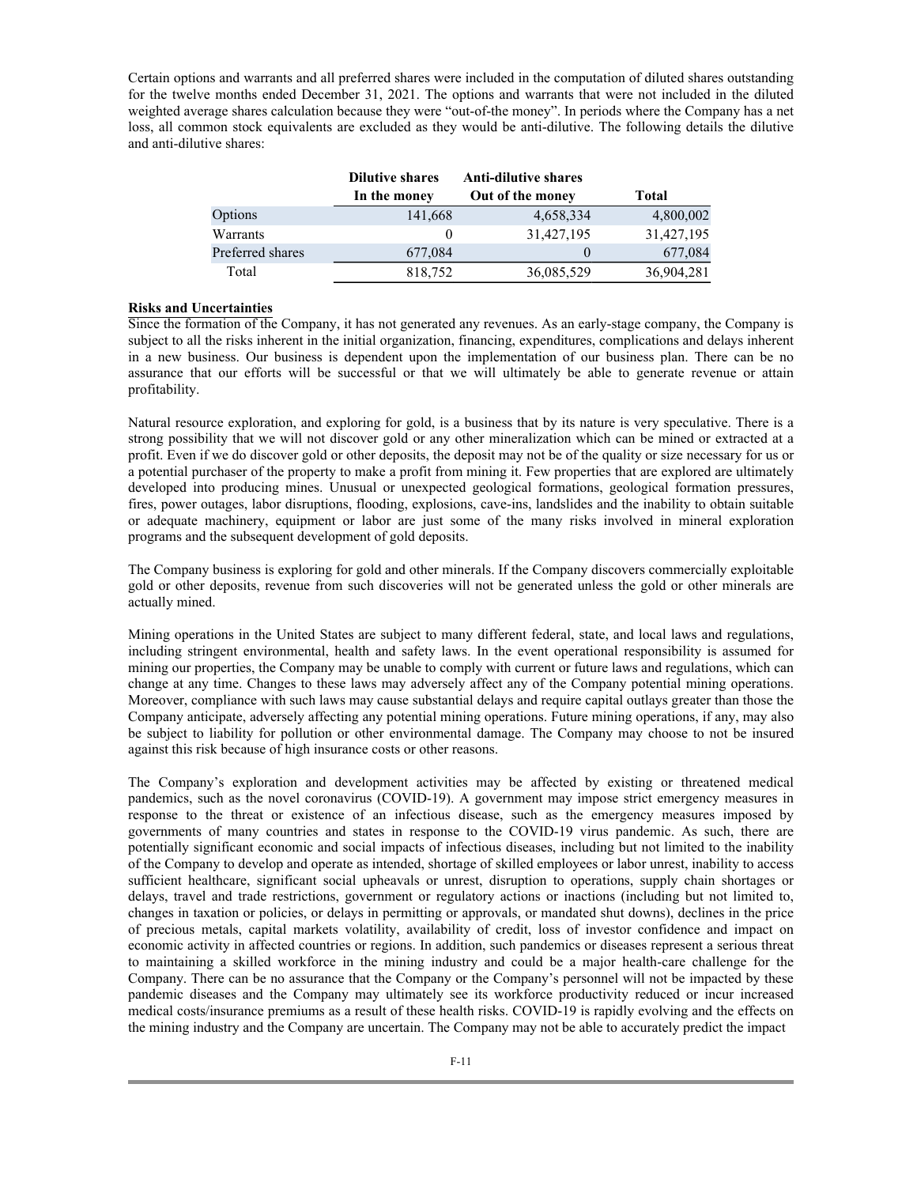Certain options and warrants and all preferred shares were included in the computation of diluted shares outstanding for the twelve months ended December 31, 2021. The options and warrants that were not included in the diluted weighted average shares calculation because they were "out-of-the money". In periods where the Company has a net loss, all common stock equivalents are excluded as they would be anti-dilutive. The following details the dilutive and anti-dilutive shares:

| | Dilutive shares | Anti-dilutive shares | |
|---|---|---|---|
| | In the money | Out of the money | Total |
| Options | 141,668 | 4,658,334 | 4,800,002 |
| Warrants | 0 | 31,427,195 | 31,427,195 |
| Preferred shares | 677,084 | 0 | 677,084 |
| Total | 818,752 | 36,085,529 | 36,904,281 |

**Risks and Uncertainties**

Since the formation of the Company, it has not generated any revenues. As an early-stage company, the Company is subject to all the risks inherent in the initial organization, financing, expenditures, complications and delays inherent in a new business. Our business is dependent upon the implementation of our business plan. There can be no assurance that our efforts will be successful or that we will ultimately be able to generate revenue or attain profitability.

Natural resource exploration, and exploring for gold, is a business that by its nature is very speculative. There is a strong possibility that we will not discover gold or any other mineralization which can be mined or extracted at a profit. Even if we do discover gold or other deposits, the deposit may not be of the quality or size necessary for us or a potential purchaser of the property to make a profit from mining it. Few properties that are explored are ultimately developed into producing mines. Unusual or unexpected geological formations, geological formation pressures, fires, power outages, labor disruptions, flooding, explosions, cave-ins, landslides and the inability to obtain suitable or adequate machinery, equipment or labor are just some of the many risks involved in mineral exploration programs and the subsequent development of gold deposits.

The Company business is exploring for gold and other minerals. If the Company discovers commercially exploitable gold or other deposits, revenue from such discoveries will not be generated unless the gold or other minerals are actually mined.

Mining operations in the United States are subject to many different federal, state, and local laws and regulations, including stringent environmental, health and safety laws. In the event operational responsibility is assumed for mining our properties, the Company may be unable to comply with current or future laws and regulations, which can change at any time. Changes to these laws may adversely affect any of the Company potential mining operations. Moreover, compliance with such laws may cause substantial delays and require capital outlays greater than those the Company anticipate, adversely affecting any potential mining operations. Future mining operations, if any, may also be subject to liability for pollution or other environmental damage. The Company may choose to not be insured against this risk because of high insurance costs or other reasons.

The Company's exploration and development activities may be affected by existing or threatened medical pandemics, such as the novel coronavirus (COVID-19). A government may impose strict emergency measures in response to the threat or existence of an infectious disease, such as the emergency measures imposed by governments of many countries and states in response to the COVID-19 virus pandemic. As such, there are potentially significant economic and social impacts of infectious diseases, including but not limited to the inability of the Company to develop and operate as intended, shortage of skilled employees or labor unrest, inability to access sufficient healthcare, significant social upheavals or unrest, disruption to operations, supply chain shortages or delays, travel and trade restrictions, government or regulatory actions or inactions (including but not limited to, changes in taxation or policies, or delays in permitting or approvals, or mandated shut downs), declines in the price of precious metals, capital markets volatility, availability of credit, loss of investor confidence and impact on economic activity in affected countries or regions. In addition, such pandemics or diseases represent a serious threat to maintaining a skilled workforce in the mining industry and could be a major health-care challenge for the Company. There can be no assurance that the Company or the Company's personnel will not be impacted by these pandemic diseases and the Company may ultimately see its workforce productivity reduced or incur increased medical costs/insurance premiums as a result of these health risks. COVID-19 is rapidly evolving and the effects on the mining industry and the Company are uncertain. The Company may not be able to accurately predict the impact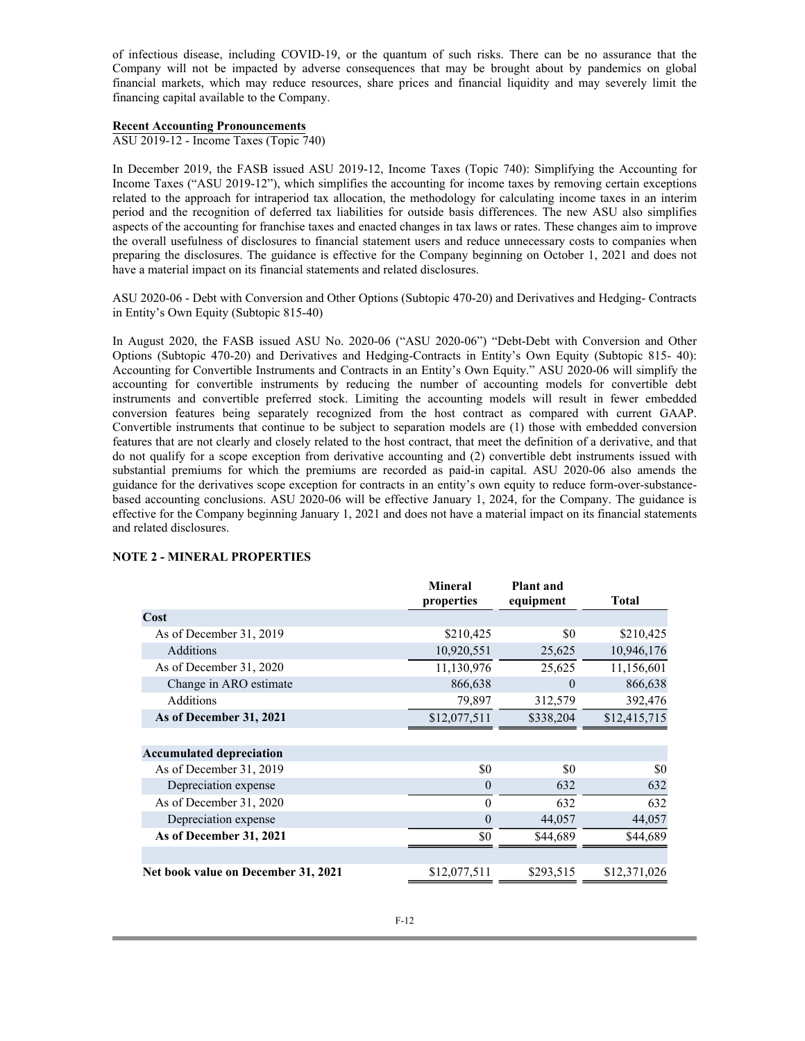of infectious disease, including COVID-19, or the quantum of such risks. There can be no assurance that the Company will not be impacted by adverse consequences that may be brought about by pandemics on global financial markets, which may reduce resources, share prices and financial liquidity and may severely limit the financing capital available to the Company.

**Recent Accounting Pronouncements**

ASU 2019-12 - Income Taxes (Topic 740)

In December 2019, the FASB issued ASU 2019-12, Income Taxes (Topic 740): Simplifying the Accounting for Income Taxes ("ASU 2019-12"), which simplifies the accounting for income taxes by removing certain exceptions related to the approach for intraperiod tax allocation, the methodology for calculating income taxes in an interim period and the recognition of deferred tax liabilities for outside basis differences. The new ASU also simplifies aspects of the accounting for franchise taxes and enacted changes in tax laws or rates. These changes aim to improve the overall usefulness of disclosures to financial statement users and reduce unnecessary costs to companies when preparing the disclosures. The guidance is effective for the Company beginning on October 1, 2021 and does not have a material impact on its financial statements and related disclosures.

ASU 2020-06 - Debt with Conversion and Other Options (Subtopic 470-20) and Derivatives and Hedging- Contracts in Entity's Own Equity (Subtopic 815-40)

In August 2020, the FASB issued ASU No. 2020-06 ("ASU 2020-06") "Debt-Debt with Conversion and Other Options (Subtopic 470-20) and Derivatives and Hedging-Contracts in Entity's Own Equity (Subtopic 815- 40): Accounting for Convertible Instruments and Contracts in an Entity's Own Equity." ASU 2020-06 will simplify the accounting for convertible instruments by reducing the number of accounting models for convertible debt instruments and convertible preferred stock. Limiting the accounting models will result in fewer embedded conversion features being separately recognized from the host contract as compared with current GAAP. Convertible instruments that continue to be subject to separation models are (1) those with embedded conversion features that are not clearly and closely related to the host contract, that meet the definition of a derivative, and that do not qualify for a scope exception from derivative accounting and (2) convertible debt instruments issued with substantial premiums for which the premiums are recorded as paid-in capital. ASU 2020-06 also amends the guidance for the derivatives scope exception for contracts in an entity's own equity to reduce form-over-substance-based accounting conclusions. ASU 2020-06 will be effective January 1, 2024, for the Company. The guidance is effective for the Company beginning January 1, 2021 and does not have a material impact on its financial statements and related disclosures.

**NOTE 2 - MINERAL PROPERTIES**

| | Mineral properties | Plant and equipment | Total |
|---|---|---|---|
| **Cost** | | | |
| As of December 31, 2019 | $210,425 | $0 | $210,425 |
| Additions | 10,920,551 | 25,625 | 10,946,176 |
| As of December 31, 2020 | 11,130,976 | 25,625 | 11,156,601 |
| Change in ARO estimate | 866,638 | 0 | 866,638 |
| Additions | 79,897 | 312,579 | 392,476 |
| **As of December 31, 2021** | $12,077,511 | $338,204 | $12,415,715 |
| | | | |
| **Accumulated depreciation** | | | |
| As of December 31, 2019 | $0 | $0 | $0 |
| Depreciation expense | 0 | 632 | 632 |
| As of December 31, 2020 | 0 | 632 | 632 |
| Depreciation expense | 0 | 44,057 | 44,057 |
| **As of December 31, 2021** | $0 | $44,689 | $44,689 |
| | | | |
| **Net book value on December 31, 2021** | $12,077,511 | $293,515 | $12,371,026 |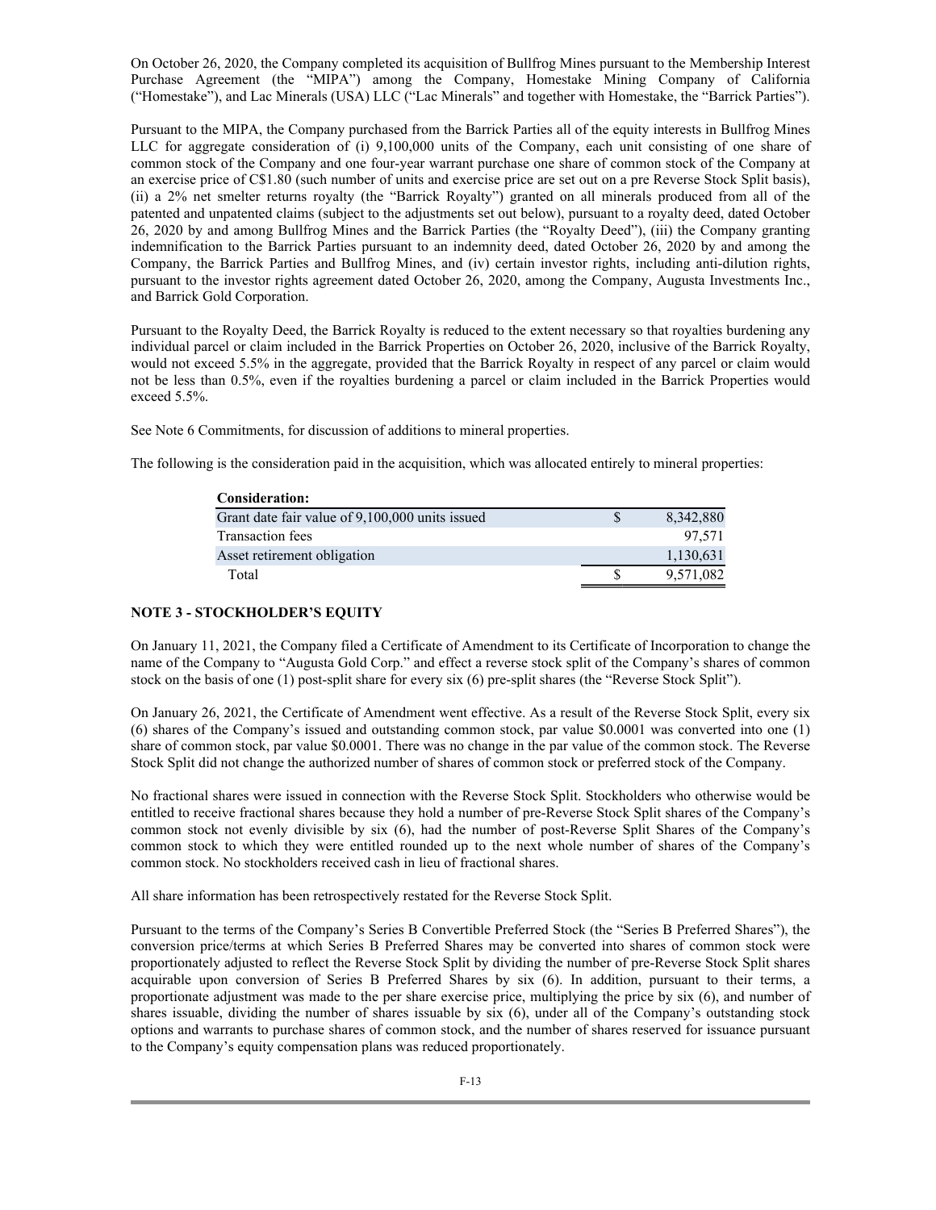On October 26, 2020, the Company completed its acquisition of Bullfrog Mines pursuant to the Membership Interest Purchase Agreement (the "MIPA") among the Company, Homestake Mining Company of California ("Homestake"), and Lac Minerals (USA) LLC ("Lac Minerals" and together with Homestake, the "Barrick Parties").

Pursuant to the MIPA, the Company purchased from the Barrick Parties all of the equity interests in Bullfrog Mines LLC for aggregate consideration of (i) 9,100,000 units of the Company, each unit consisting of one share of common stock of the Company and one four-year warrant purchase one share of common stock of the Company at an exercise price of C$1.80 (such number of units and exercise price are set out on a pre Reverse Stock Split basis), (ii) a 2% net smelter returns royalty (the "Barrick Royalty") granted on all minerals produced from all of the patented and unpatented claims (subject to the adjustments set out below), pursuant to a royalty deed, dated October 26, 2020 by and among Bullfrog Mines and the Barrick Parties (the "Royalty Deed"), (iii) the Company granting indemnification to the Barrick Parties pursuant to an indemnity deed, dated October 26, 2020 by and among the Company, the Barrick Parties and Bullfrog Mines, and (iv) certain investor rights, including anti-dilution rights, pursuant to the investor rights agreement dated October 26, 2020, among the Company, Augusta Investments Inc., and Barrick Gold Corporation.

Pursuant to the Royalty Deed, the Barrick Royalty is reduced to the extent necessary so that royalties burdening any individual parcel or claim included in the Barrick Properties on October 26, 2020, inclusive of the Barrick Royalty, would not exceed 5.5% in the aggregate, provided that the Barrick Royalty in respect of any parcel or claim would not be less than 0.5%, even if the royalties burdening a parcel or claim included in the Barrick Properties would exceed 5.5%.

See Note 6 Commitments, for discussion of additions to mineral properties.

The following is the consideration paid in the acquisition, which was allocated entirely to mineral properties:

| **Consideration:** | | |
|---|---|---|
| Grant date fair value of 9,100,000 units issued | $ | 8,342,880 |
| Transaction fees | | 97,571 |
| Asset retirement obligation | | 1,130,631 |
| Total | $ | 9,571,082 |

## NOTE 3 - STOCKHOLDER'S EQUITY

On January 11, 2021, the Company filed a Certificate of Amendment to its Certificate of Incorporation to change the name of the Company to "Augusta Gold Corp." and effect a reverse stock split of the Company's shares of common stock on the basis of one (1) post-split share for every six (6) pre-split shares (the "Reverse Stock Split").

On January 26, 2021, the Certificate of Amendment went effective. As a result of the Reverse Stock Split, every six (6) shares of the Company's issued and outstanding common stock, par value $0.0001 was converted into one (1) share of common stock, par value $0.0001. There was no change in the par value of the common stock. The Reverse Stock Split did not change the authorized number of shares of common stock or preferred stock of the Company.

No fractional shares were issued in connection with the Reverse Stock Split. Stockholders who otherwise would be entitled to receive fractional shares because they hold a number of pre-Reverse Stock Split shares of the Company's common stock not evenly divisible by six (6), had the number of post-Reverse Split Shares of the Company's common stock to which they were entitled rounded up to the next whole number of shares of the Company's common stock. No stockholders received cash in lieu of fractional shares.

All share information has been retrospectively restated for the Reverse Stock Split.

Pursuant to the terms of the Company's Series B Convertible Preferred Stock (the "Series B Preferred Shares"), the conversion price/terms at which Series B Preferred Shares may be converted into shares of common stock were proportionately adjusted to reflect the Reverse Stock Split by dividing the number of pre-Reverse Stock Split shares acquirable upon conversion of Series B Preferred Shares by six (6). In addition, pursuant to their terms, a proportionate adjustment was made to the per share exercise price, multiplying the price by six (6), and number of shares issuable, dividing the number of shares issuable by six (6), under all of the Company's outstanding stock options and warrants to purchase shares of common stock, and the number of shares reserved for issuance pursuant to the Company's equity compensation plans was reduced proportionately.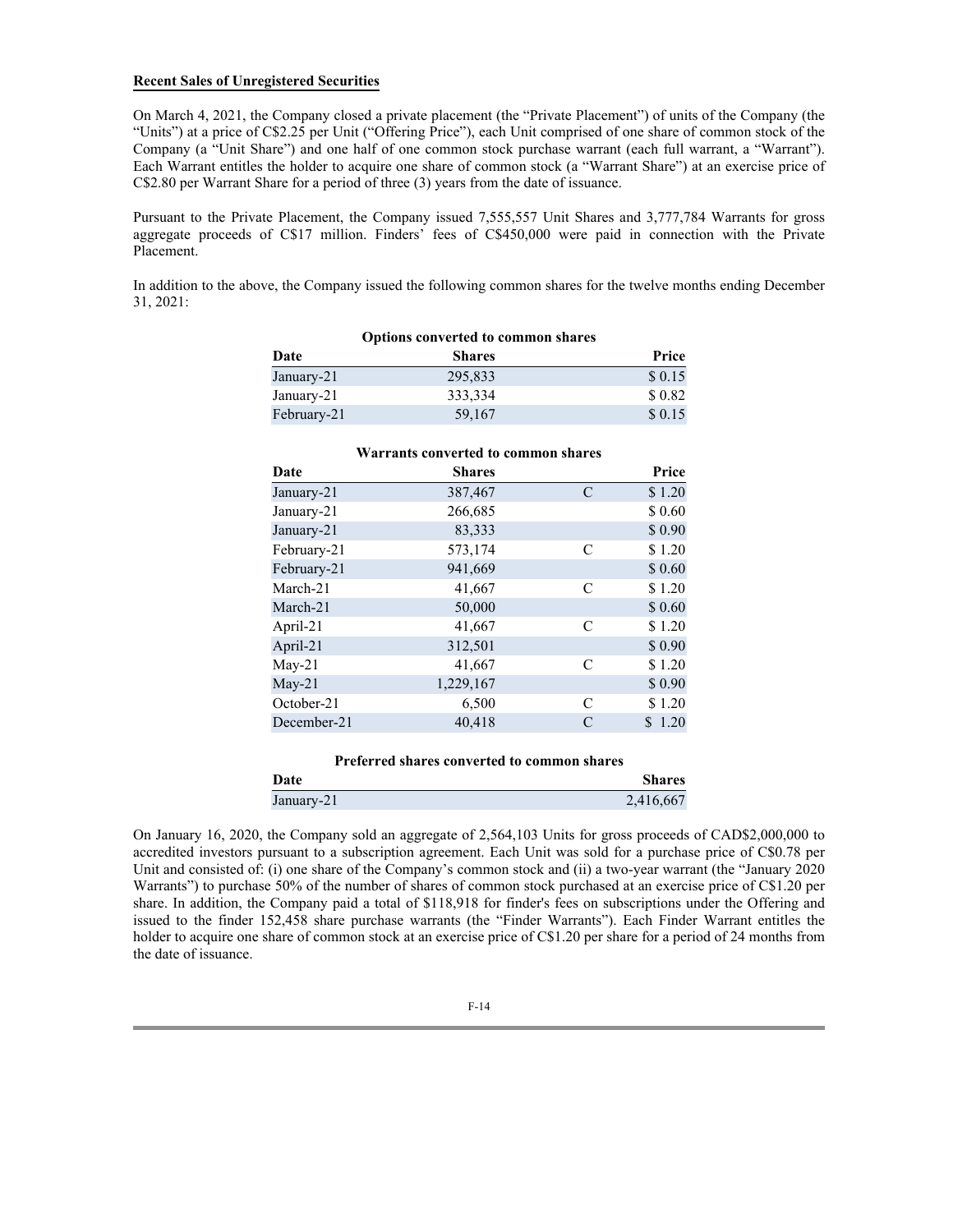**Recent Sales of Unregistered Securities**

On March 4, 2021, the Company closed a private placement (the "Private Placement") of units of the Company (the "Units") at a price of C$2.25 per Unit ("Offering Price"), each Unit comprised of one share of common stock of the Company (a "Unit Share") and one half of one common stock purchase warrant (each full warrant, a "Warrant"). Each Warrant entitles the holder to acquire one share of common stock (a "Warrant Share") at an exercise price of C$2.80 per Warrant Share for a period of three (3) years from the date of issuance.

Pursuant to the Private Placement, the Company issued 7,555,557 Unit Shares and 3,777,784 Warrants for gross aggregate proceeds of C$17 million. Finders' fees of C$450,000 were paid in connection with the Private Placement.

In addition to the above, the Company issued the following common shares for the twelve months ending December 31, 2021:

**Options converted to common shares**

| Date | Shares | Price |
|---|---|---|
| January-21 | 295,833 | $ 0.15 |
| January-21 | 333,334 | $ 0.82 |
| February-21 | 59,167 | $ 0.15 |

**Warrants converted to common shares**

| Date | Shares | | Price |
|---|---|---|---|
| January-21 | 387,467 | C | $ 1.20 |
| January-21 | 266,685 | | $ 0.60 |
| January-21 | 83,333 | | $ 0.90 |
| February-21 | 573,174 | C | $ 1.20 |
| February-21 | 941,669 | | $ 0.60 |
| March-21 | 41,667 | C | $ 1.20 |
| March-21 | 50,000 | | $ 0.60 |
| April-21 | 41,667 | C | $ 1.20 |
| April-21 | 312,501 | | $ 0.90 |
| May-21 | 41,667 | C | $ 1.20 |
| May-21 | 1,229,167 | | $ 0.90 |
| October-21 | 6,500 | C | $ 1.20 |
| December-21 | 40,418 | C | $ 1.20 |

**Preferred shares converted to common shares**

| Date | Shares |
|---|---|
| January-21 | 2,416,667 |

On January 16, 2020, the Company sold an aggregate of 2,564,103 Units for gross proceeds of CAD$2,000,000 to accredited investors pursuant to a subscription agreement. Each Unit was sold for a purchase price of C$0.78 per Unit and consisted of: (i) one share of the Company's common stock and (ii) a two-year warrant (the "January 2020 Warrants") to purchase 50% of the number of shares of common stock purchased at an exercise price of C$1.20 per share. In addition, the Company paid a total of $118,918 for finder's fees on subscriptions under the Offering and issued to the finder 152,458 share purchase warrants (the "Finder Warrants"). Each Finder Warrant entitles the holder to acquire one share of common stock at an exercise price of C$1.20 per share for a period of 24 months from the date of issuance.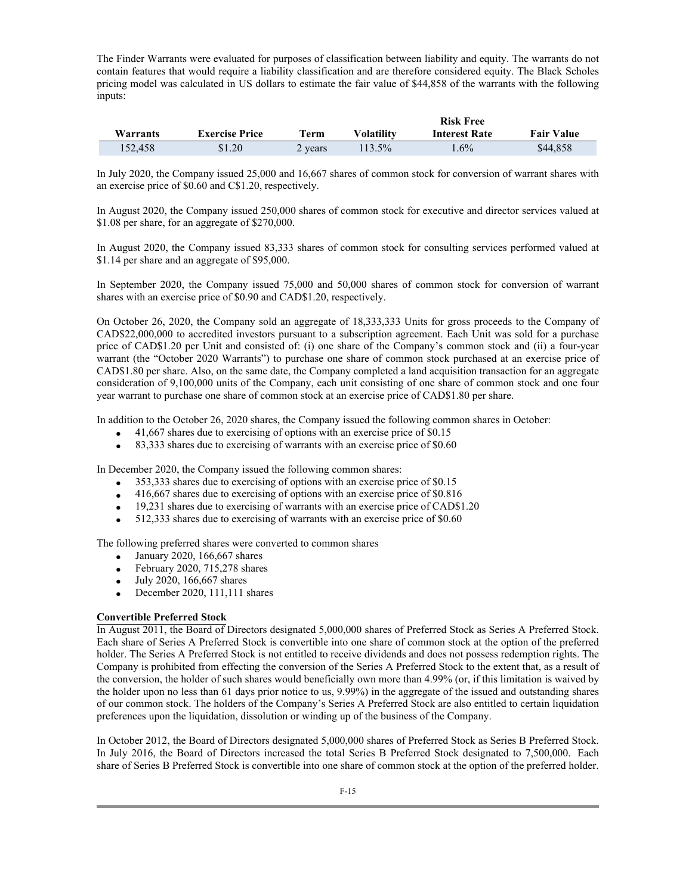The Finder Warrants were evaluated for purposes of classification between liability and equity. The warrants do not contain features that would require a liability classification and are therefore considered equity. The Black Scholes pricing model was calculated in US dollars to estimate the fair value of $44,858 of the warrants with the following inputs:

| Warrants | Exercise Price | Term | Volatility | Risk Free Interest Rate | Fair Value |
|---|---|---|---|---|---|
| 152,458 | $1.20 | 2 years | 113.5% | 1.6% | $44,858 |

In July 2020, the Company issued 25,000 and 16,667 shares of common stock for conversion of warrant shares with an exercise price of $0.60 and C$1.20, respectively.

In August 2020, the Company issued 250,000 shares of common stock for executive and director services valued at $1.08 per share, for an aggregate of $270,000.

In August 2020, the Company issued 83,333 shares of common stock for consulting services performed valued at $1.14 per share and an aggregate of $95,000.

In September 2020, the Company issued 75,000 and 50,000 shares of common stock for conversion of warrant shares with an exercise price of $0.90 and CAD$1.20, respectively.

On October 26, 2020, the Company sold an aggregate of 18,333,333 Units for gross proceeds to the Company of CAD$22,000,000 to accredited investors pursuant to a subscription agreement. Each Unit was sold for a purchase price of CAD$1.20 per Unit and consisted of: (i) one share of the Company's common stock and (ii) a four-year warrant (the "October 2020 Warrants") to purchase one share of common stock purchased at an exercise price of CAD$1.80 per share. Also, on the same date, the Company completed a land acquisition transaction for an aggregate consideration of 9,100,000 units of the Company, each unit consisting of one share of common stock and one four year warrant to purchase one share of common stock at an exercise price of CAD$1.80 per share.

In addition to the October 26, 2020 shares, the Company issued the following common shares in October:

- 41,667 shares due to exercising of options with an exercise price of $0.15
- 83,333 shares due to exercising of warrants with an exercise price of $0.60

In December 2020, the Company issued the following common shares:

- 353,333 shares due to exercising of options with an exercise price of $0.15
- 416,667 shares due to exercising of options with an exercise price of $0.816
- 19,231 shares due to exercising of warrants with an exercise price of CAD$1.20
- 512,333 shares due to exercising of warrants with an exercise price of $0.60

The following preferred shares were converted to common shares

- January 2020, 166,667 shares
- February 2020, 715,278 shares
- July 2020, 166,667 shares
- December 2020, 111,111 shares

**Convertible Preferred Stock**

In August 2011, the Board of Directors designated 5,000,000 shares of Preferred Stock as Series A Preferred Stock. Each share of Series A Preferred Stock is convertible into one share of common stock at the option of the preferred holder. The Series A Preferred Stock is not entitled to receive dividends and does not possess redemption rights. The Company is prohibited from effecting the conversion of the Series A Preferred Stock to the extent that, as a result of the conversion, the holder of such shares would beneficially own more than 4.99% (or, if this limitation is waived by the holder upon no less than 61 days prior notice to us, 9.99%) in the aggregate of the issued and outstanding shares of our common stock. The holders of the Company's Series A Preferred Stock are also entitled to certain liquidation preferences upon the liquidation, dissolution or winding up of the business of the Company.

In October 2012, the Board of Directors designated 5,000,000 shares of Preferred Stock as Series B Preferred Stock. In July 2016, the Board of Directors increased the total Series B Preferred Stock designated to 7,500,000. Each share of Series B Preferred Stock is convertible into one share of common stock at the option of the preferred holder.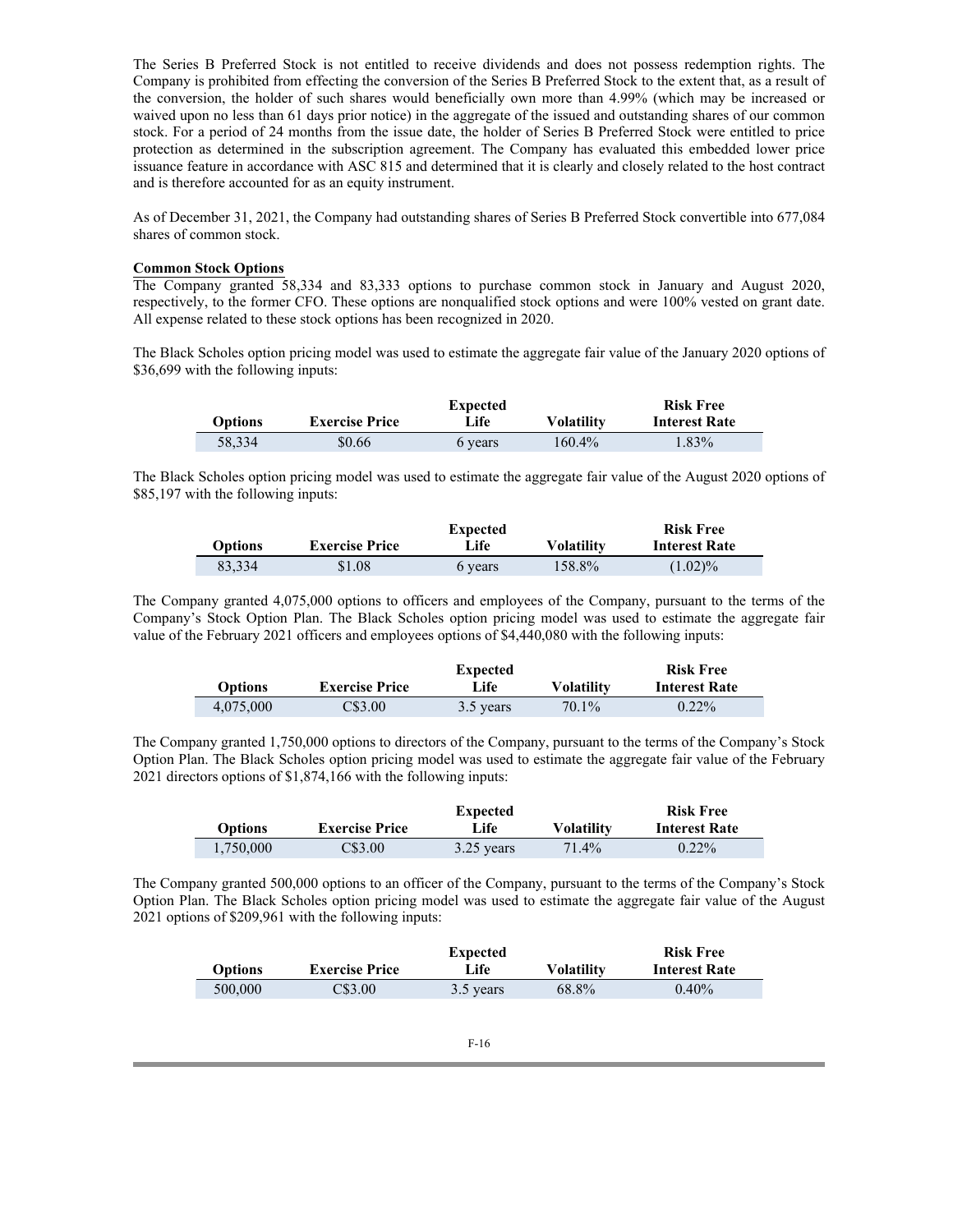The Series B Preferred Stock is not entitled to receive dividends and does not possess redemption rights. The Company is prohibited from effecting the conversion of the Series B Preferred Stock to the extent that, as a result of the conversion, the holder of such shares would beneficially own more than 4.99% (which may be increased or waived upon no less than 61 days prior notice) in the aggregate of the issued and outstanding shares of our common stock. For a period of 24 months from the issue date, the holder of Series B Preferred Stock were entitled to price protection as determined in the subscription agreement. The Company has evaluated this embedded lower price issuance feature in accordance with ASC 815 and determined that it is clearly and closely related to the host contract and is therefore accounted for as an equity instrument.

As of December 31, 2021, the Company had outstanding shares of Series B Preferred Stock convertible into 677,084 shares of common stock.

**Common Stock Options**

The Company granted 58,334 and 83,333 options to purchase common stock in January and August 2020, respectively, to the former CFO. These options are nonqualified stock options and were 100% vested on grant date. All expense related to these stock options has been recognized in 2020.

The Black Scholes option pricing model was used to estimate the aggregate fair value of the January 2020 options of $36,699 with the following inputs:

| Options | Exercise Price | Expected Life | Volatility | Risk Free Interest Rate |
|---|---|---|---|---|
| 58,334 | $0.66 | 6 years | 160.4% | 1.83% |

The Black Scholes option pricing model was used to estimate the aggregate fair value of the August 2020 options of $85,197 with the following inputs:

| Options | Exercise Price | Expected Life | Volatility | Risk Free Interest Rate |
|---|---|---|---|---|
| 83,334 | $1.08 | 6 years | 158.8% | (1.02)% |

The Company granted 4,075,000 options to officers and employees of the Company, pursuant to the terms of the Company's Stock Option Plan. The Black Scholes option pricing model was used to estimate the aggregate fair value of the February 2021 officers and employees options of $4,440,080 with the following inputs:

| Options | Exercise Price | Expected Life | Volatility | Risk Free Interest Rate |
|---|---|---|---|---|
| 4,075,000 | C$3.00 | 3.5 years | 70.1% | 0.22% |

The Company granted 1,750,000 options to directors of the Company, pursuant to the terms of the Company's Stock Option Plan. The Black Scholes option pricing model was used to estimate the aggregate fair value of the February 2021 directors options of $1,874,166 with the following inputs:

| Options | Exercise Price | Expected Life | Volatility | Risk Free Interest Rate |
|---|---|---|---|---|
| 1,750,000 | C$3.00 | 3.25 years | 71.4% | 0.22% |

The Company granted 500,000 options to an officer of the Company, pursuant to the terms of the Company's Stock Option Plan. The Black Scholes option pricing model was used to estimate the aggregate fair value of the August 2021 options of $209,961 with the following inputs:

| Options | Exercise Price | Expected Life | Volatility | Risk Free Interest Rate |
|---|---|---|---|---|
| 500,000 | C$3.00 | 3.5 years | 68.8% | 0.40% |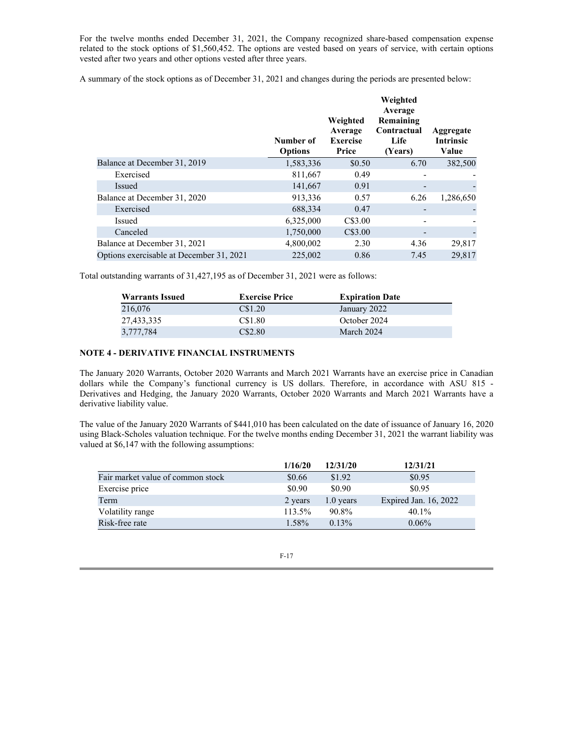For the twelve months ended December 31, 2021, the Company recognized share-based compensation expense related to the stock options of $1,560,452. The options are vested based on years of service, with certain options vested after two years and other options vested after three years.

A summary of the stock options as of December 31, 2021 and changes during the periods are presented below:

| | Number of Options | Weighted Average Exercise Price | Weighted Average Remaining Contractual Life (Years) | Aggregate Intrinsic Value |
|---|---|---|---|---|
| Balance at December 31, 2019 | 1,583,336 | $0.50 | 6.70 | 382,500 |
| Exercised | 811,667 | 0.49 | - | - |
| Issued | 141,667 | 0.91 | - | - |
| Balance at December 31, 2020 | 913,336 | 0.57 | 6.26 | 1,286,650 |
| Exercised | 688,334 | 0.47 | - | - |
| Issued | 6,325,000 | C$3.00 | - | - |
| Canceled | 1,750,000 | C$3.00 | - | - |
| Balance at December 31, 2021 | 4,800,002 | 2.30 | 4.36 | 29,817 |
| Options exercisable at December 31, 2021 | 225,002 | 0.86 | 7.45 | 29,817 |

Total outstanding warrants of 31,427,195 as of December 31, 2021 were as follows:

| Warrants Issued | Exercise Price | Expiration Date |
|---|---|---|
| 216,076 | C$1.20 | January 2022 |
| 27,433,335 | C$1.80 | October 2024 |
| 3,777,784 | C$2.80 | March 2024 |

**NOTE 4 - DERIVATIVE FINANCIAL INSTRUMENTS**

The January 2020 Warrants, October 2020 Warrants and March 2021 Warrants have an exercise price in Canadian dollars while the Company's functional currency is US dollars. Therefore, in accordance with ASU 815 - Derivatives and Hedging, the January 2020 Warrants, October 2020 Warrants and March 2021 Warrants have a derivative liability value.

The value of the January 2020 Warrants of $441,010 has been calculated on the date of issuance of January 16, 2020 using Black-Scholes valuation technique. For the twelve months ending December 31, 2021 the warrant liability was valued at $6,147 with the following assumptions:

| | 1/16/20 | 12/31/20 | 12/31/21 |
|---|---|---|---|
| Fair market value of common stock | $0.66 | $1.92 | $0.95 |
| Exercise price | $0.90 | $0.90 | $0.95 |
| Term | 2 years | 1.0 years | Expired Jan. 16, 2022 |
| Volatility range | 113.5% | 90.8% | 40.1% |
| Risk-free rate | 1.58% | 0.13% | 0.06% |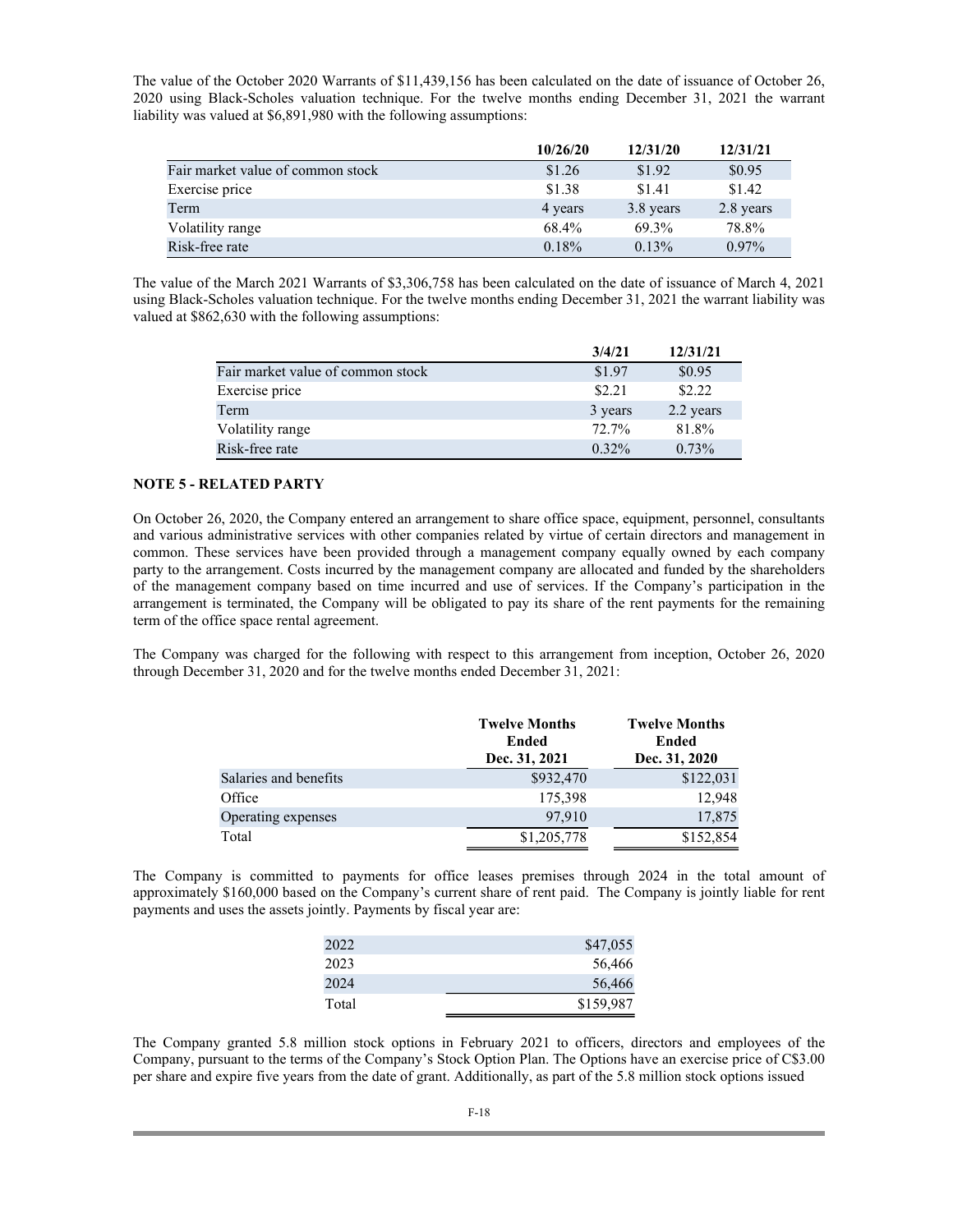The value of the October 2020 Warrants of $11,439,156 has been calculated on the date of issuance of October 26, 2020 using Black-Scholes valuation technique. For the twelve months ending December 31, 2021 the warrant liability was valued at $6,891,980 with the following assumptions:

| | 10/26/20 | 12/31/20 | 12/31/21 |
|---|---|---|---|
| Fair market value of common stock | $1.26 | $1.92 | $0.95 |
| Exercise price | $1.38 | $1.41 | $1.42 |
| Term | 4 years | 3.8 years | 2.8 years |
| Volatility range | 68.4% | 69.3% | 78.8% |
| Risk-free rate | 0.18% | 0.13% | 0.97% |

The value of the March 2021 Warrants of $3,306,758 has been calculated on the date of issuance of March 4, 2021 using Black-Scholes valuation technique. For the twelve months ending December 31, 2021 the warrant liability was valued at $862,630 with the following assumptions:

| | 3/4/21 | 12/31/21 |
|---|---|---|
| Fair market value of common stock | $1.97 | $0.95 |
| Exercise price | $2.21 | $2.22 |
| Term | 3 years | 2.2 years |
| Volatility range | 72.7% | 81.8% |
| Risk-free rate | 0.32% | 0.73% |

**NOTE 5 - RELATED PARTY**

On October 26, 2020, the Company entered an arrangement to share office space, equipment, personnel, consultants and various administrative services with other companies related by virtue of certain directors and management in common. These services have been provided through a management company equally owned by each company party to the arrangement. Costs incurred by the management company are allocated and funded by the shareholders of the management company based on time incurred and use of services. If the Company's participation in the arrangement is terminated, the Company will be obligated to pay its share of the rent payments for the remaining term of the office space rental agreement.

The Company was charged for the following with respect to this arrangement from inception, October 26, 2020 through December 31, 2020 and for the twelve months ended December 31, 2021:

| | Twelve Months Ended Dec. 31, 2021 | Twelve Months Ended Dec. 31, 2020 |
|---|---|---|
| Salaries and benefits | $932,470 | $122,031 |
| Office | 175,398 | 12,948 |
| Operating expenses | 97,910 | 17,875 |
| Total | $1,205,778 | $152,854 |

The Company is committed to payments for office leases premises through 2024 in the total amount of approximately $160,000 based on the Company's current share of rent paid. The Company is jointly liable for rent payments and uses the assets jointly. Payments by fiscal year are:

| | |
|---|---|
| 2022 | $47,055 |
| 2023 | 56,466 |
| 2024 | 56,466 |
| Total | $159,987 |

The Company granted 5.8 million stock options in February 2021 to officers, directors and employees of the Company, pursuant to the terms of the Company's Stock Option Plan. The Options have an exercise price of C$3.00 per share and expire five years from the date of grant. Additionally, as part of the 5.8 million stock options issued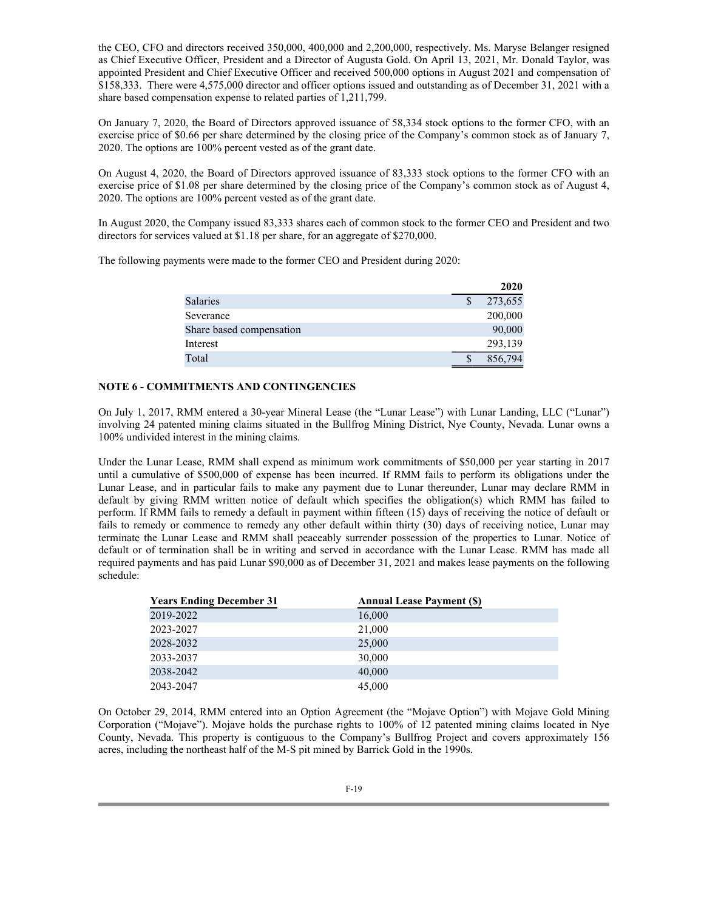the CEO, CFO and directors received 350,000, 400,000 and 2,200,000, respectively. Ms. Maryse Belanger resigned as Chief Executive Officer, President and a Director of Augusta Gold. On April 13, 2021, Mr. Donald Taylor, was appointed President and Chief Executive Officer and received 500,000 options in August 2021 and compensation of $158,333. There were 4,575,000 director and officer options issued and outstanding as of December 31, 2021 with a share based compensation expense to related parties of 1,211,799.

On January 7, 2020, the Board of Directors approved issuance of 58,334 stock options to the former CFO, with an exercise price of $0.66 per share determined by the closing price of the Company's common stock as of January 7, 2020. The options are 100% percent vested as of the grant date.

On August 4, 2020, the Board of Directors approved issuance of 83,333 stock options to the former CFO with an exercise price of $1.08 per share determined by the closing price of the Company's common stock as of August 4, 2020. The options are 100% percent vested as of the grant date.

In August 2020, the Company issued 83,333 shares each of common stock to the former CEO and President and two directors for services valued at $1.18 per share, for an aggregate of $270,000.

The following payments were made to the former CEO and President during 2020:

| | 2020 |
|---|---|
| Salaries | $ 273,655 |
| Severance | 200,000 |
| Share based compensation | 90,000 |
| Interest | 293,139 |
| Total | $ 856,794 |

## NOTE 6 - COMMITMENTS AND CONTINGENCIES

On July 1, 2017, RMM entered a 30-year Mineral Lease (the "Lunar Lease") with Lunar Landing, LLC ("Lunar") involving 24 patented mining claims situated in the Bullfrog Mining District, Nye County, Nevada. Lunar owns a 100% undivided interest in the mining claims.

Under the Lunar Lease, RMM shall expend as minimum work commitments of $50,000 per year starting in 2017 until a cumulative of $500,000 of expense has been incurred. If RMM fails to perform its obligations under the Lunar Lease, and in particular fails to make any payment due to Lunar thereunder, Lunar may declare RMM in default by giving RMM written notice of default which specifies the obligation(s) which RMM has failed to perform. If RMM fails to remedy a default in payment within fifteen (15) days of receiving the notice of default or fails to remedy or commence to remedy any other default within thirty (30) days of receiving notice, Lunar may terminate the Lunar Lease and RMM shall peaceably surrender possession of the properties to Lunar. Notice of default or of termination shall be in writing and served in accordance with the Lunar Lease. RMM has made all required payments and has paid Lunar $90,000 as of December 31, 2021 and makes lease payments on the following schedule:

| Years Ending December 31 | Annual Lease Payment ($) |
|---|---|
| 2019-2022 | 16,000 |
| 2023-2027 | 21,000 |
| 2028-2032 | 25,000 |
| 2033-2037 | 30,000 |
| 2038-2042 | 40,000 |
| 2043-2047 | 45,000 |

On October 29, 2014, RMM entered into an Option Agreement (the "Mojave Option") with Mojave Gold Mining Corporation ("Mojave"). Mojave holds the purchase rights to 100% of 12 patented mining claims located in Nye County, Nevada. This property is contiguous to the Company's Bullfrog Project and covers approximately 156 acres, including the northeast half of the M-S pit mined by Barrick Gold in the 1990s.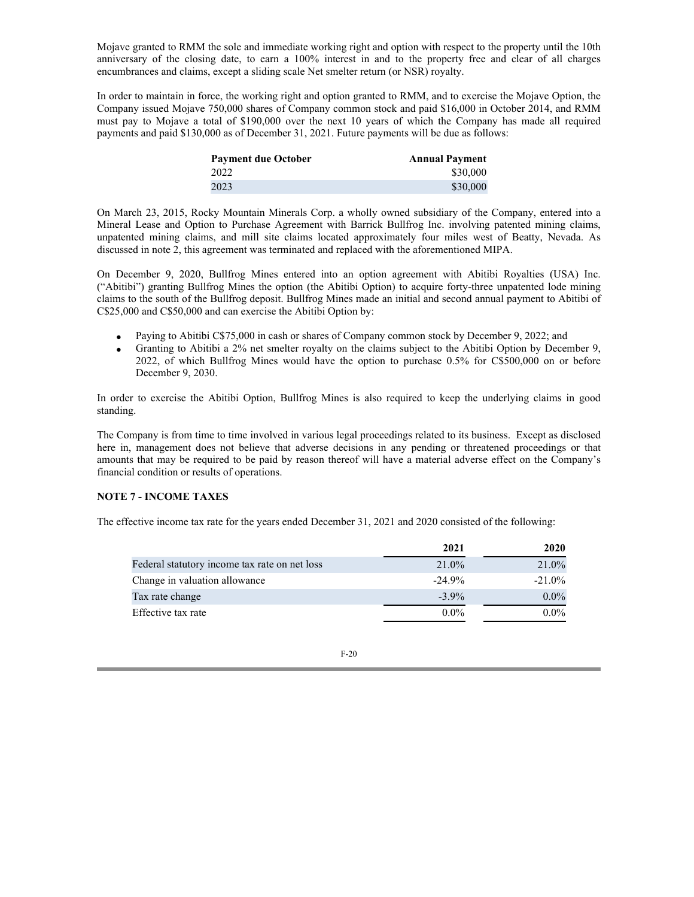Mojave granted to RMM the sole and immediate working right and option with respect to the property until the 10th anniversary of the closing date, to earn a 100% interest in and to the property free and clear of all charges encumbrances and claims, except a sliding scale Net smelter return (or NSR) royalty.

In order to maintain in force, the working right and option granted to RMM, and to exercise the Mojave Option, the Company issued Mojave 750,000 shares of Company common stock and paid $16,000 in October 2014, and RMM must pay to Mojave a total of $190,000 over the next 10 years of which the Company has made all required payments and paid $130,000 as of December 31, 2021. Future payments will be due as follows:

| Payment due October | Annual Payment |
| --- | --- |
| 2022 | $30,000 |
| 2023 | $30,000 |

On March 23, 2015, Rocky Mountain Minerals Corp. a wholly owned subsidiary of the Company, entered into a Mineral Lease and Option to Purchase Agreement with Barrick Bullfrog Inc. involving patented mining claims, unpatented mining claims, and mill site claims located approximately four miles west of Beatty, Nevada. As discussed in note 2, this agreement was terminated and replaced with the aforementioned MIPA.

On December 9, 2020, Bullfrog Mines entered into an option agreement with Abitibi Royalties (USA) Inc. ("Abitibi") granting Bullfrog Mines the option (the Abitibi Option) to acquire forty-three unpatented lode mining claims to the south of the Bullfrog deposit. Bullfrog Mines made an initial and second annual payment to Abitibi of C$25,000 and C$50,000 and can exercise the Abitibi Option by:

- Paying to Abitibi C$75,000 in cash or shares of Company common stock by December 9, 2022; and
- Granting to Abitibi a 2% net smelter royalty on the claims subject to the Abitibi Option by December 9, 2022, of which Bullfrog Mines would have the option to purchase 0.5% for C$500,000 on or before December 9, 2030.

In order to exercise the Abitibi Option, Bullfrog Mines is also required to keep the underlying claims in good standing.

The Company is from time to time involved in various legal proceedings related to its business. Except as disclosed here in, management does not believe that adverse decisions in any pending or threatened proceedings or that amounts that may be required to be paid by reason thereof will have a material adverse effect on the Company's financial condition or results of operations.

**NOTE 7 - INCOME TAXES**

The effective income tax rate for the years ended December 31, 2021 and 2020 consisted of the following:

| | 2021 | 2020 |
| --- | --- | --- |
| Federal statutory income tax rate on net loss | 21.0% | 21.0% |
| Change in valuation allowance | -24.9% | -21.0% |
| Tax rate change | -3.9% | 0.0% |
| Effective tax rate | 0.0% | 0.0% |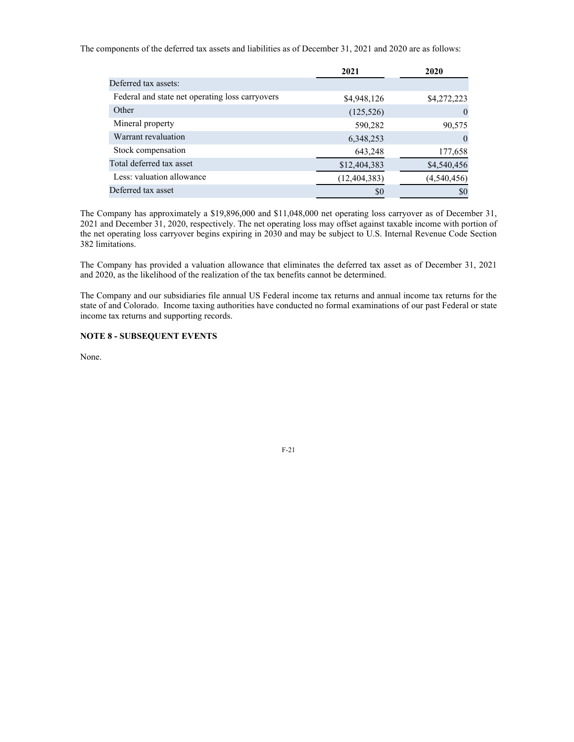The components of the deferred tax assets and liabilities as of December 31, 2021 and 2020 are as follows:

| | 2021 | 2020 |
|---|---|---|
| Deferred tax assets: | | |
| Federal and state net operating loss carryovers | $4,948,126 | $4,272,223 |
| Other | (125,526) | 0 |
| Mineral property | 590,282 | 90,575 |
| Warrant revaluation | 6,348,253 | 0 |
| Stock compensation | 643,248 | 177,658 |
| Total deferred tax asset | $12,404,383 | $4,540,456 |
| Less: valuation allowance | (12,404,383) | (4,540,456) |
| Deferred tax asset | $0 | $0 |

The Company has approximately a $19,896,000 and $11,048,000 net operating loss carryover as of December 31, 2021 and December 31, 2020, respectively. The net operating loss may offset against taxable income with portion of the net operating loss carryover begins expiring in 2030 and may be subject to U.S. Internal Revenue Code Section 382 limitations.

The Company has provided a valuation allowance that eliminates the deferred tax asset as of December 31, 2021 and 2020, as the likelihood of the realization of the tax benefits cannot be determined.

The Company and our subsidiaries file annual US Federal income tax returns and annual income tax returns for the state of and Colorado. Income taxing authorities have conducted no formal examinations of our past Federal or state income tax returns and supporting records.

**NOTE 8 - SUBSEQUENT EVENTS**

None.